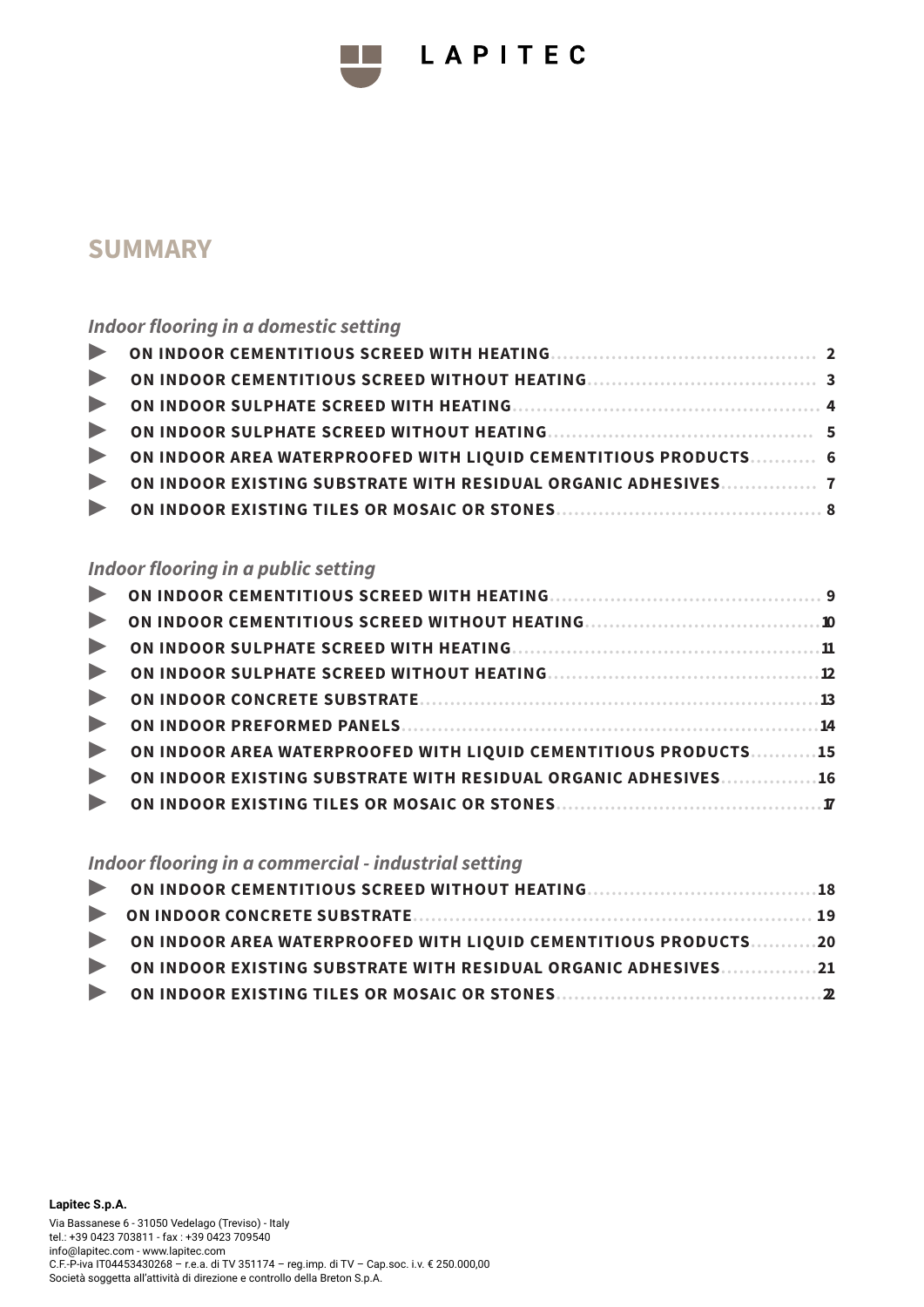LAPITEC

# SUMMARY

## *Indoor flooring in a domestic setting*

- **ON INDOOR CEMENTITIOUS SCREED WITH HEATING** ........ 2
- **ON INDOOR CEMENTITIOUS SCREED WITHOUT HEATING** ........ 3
- **ON INDOOR SULPHATE SCREED WITH HEATING** ........ 4
- **ON INDOOR SULPHATE SCREED WITHOUT HEATING** ........ 5
- **ON INDOOR AREA WATERPROOFED WITH LIQUID CEMENTITIOUS PRODUCTS** ........ 6
- **ON INDOOR EXISTING SUBSTRATE WITH RESIDUAL ORGANIC ADHESIVES** ........ 7
- **ON INDOOR EXISTING TILES OR MOSAIC OR STONES** ........ 8

## *Indoor flooring in a public setting*

- **ON INDOOR CEMENTITIOUS SCREED WITH HEATING** ........ 9
- **ON INDOOR CEMENTITIOUS SCREED WITHOUT HEATING** ........ 10
- **ON INDOOR SULPHATE SCREED WITH HEATING** ........ 11
- **ON INDOOR SULPHATE SCREED WITHOUT HEATING** ........ 12
- **ON INDOOR CONCRETE SUBSTRATE** ........ 13
- **ON INDOOR PREFORMED PANELS** ........ 14
- **ON INDOOR AREA WATERPROOFED WITH LIQUID CEMENTITIOUS PRODUCTS** ........ 15
- **ON INDOOR EXISTING SUBSTRATE WITH RESIDUAL ORGANIC ADHESIVES** ........ 16
- **ON INDOOR EXISTING TILES OR MOSAIC OR STONES** ........ 17

## *Indoor flooring in a commercial - industrial setting*

- **ON INDOOR CEMENTITIOUS SCREED WITHOUT HEATING** ........ 18
- **ON INDOOR CONCRETE SUBSTRATE** ........ 19
- **ON INDOOR AREA WATERPROOFED WITH LIQUID CEMENTITIOUS PRODUCTS** ........ 20
- **ON INDOOR EXISTING SUBSTRATE WITH RESIDUAL ORGANIC ADHESIVES** ........ 21
- **ON INDOOR EXISTING TILES OR MOSAIC OR STONES** ........ 22

**Lapitec S.p.A.**

Via Bassanese 6 - 31050 Vedelago (Treviso) - Italy
tel.: +39 0423 703811 - fax : +39 0423 709540
info@lapitec.com - www.lapitec.com
C.F.-P-iva IT04453430268 – r.e.a. di TV 351174 – reg.imp. di TV – Cap.soc. i.v. € 250.000,00
Società soggetta all'attività di direzione e controllo della Breton S.p.A.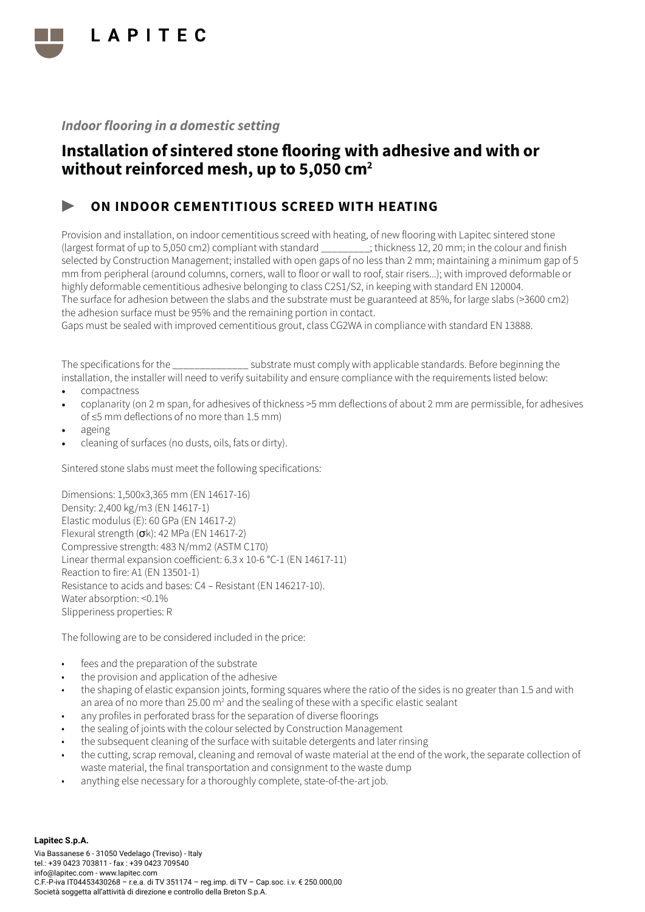*Indoor flooring in a domestic setting*

# Installation of sintered stone flooring with adhesive and with or without reinforced mesh, up to 5,050 cm²

## ► ON INDOOR CEMENTITIOUS SCREED WITH HEATING

Provision and installation, on indoor cementitious screed with heating, of new flooring with Lapitec sintered stone (largest format of up to 5,050 cm2) compliant with standard _________; thickness 12, 20 mm; in the colour and finish selected by Construction Management; installed with open gaps of no less than 2 mm; maintaining a minimum gap of 5 mm from peripheral (around columns, corners, wall to floor or wall to roof, stair risers...); with improved deformable or highly deformable cementitious adhesive belonging to class C2S1/S2, in keeping with standard EN 120004.
The surface for adhesion between the slabs and the substrate must be guaranteed at 85%, for large slabs (>3600 cm2) the adhesion surface must be 95% and the remaining portion in contact.
Gaps must be sealed with improved cementitious grout, class CG2WA in compliance with standard EN 13888.

The specifications for the ______________ substrate must comply with applicable standards. Before beginning the installation, the installer will need to verify suitability and ensure compliance with the requirements listed below:

- compactness
- coplanarity (on 2 m span, for adhesives of thickness >5 mm deflections of about 2 mm are permissible, for adhesives of ≤5 mm deflections of no more than 1.5 mm)
- ageing
- cleaning of surfaces (no dusts, oils, fats or dirty).

Sintered stone slabs must meet the following specifications:

Dimensions: 1,500x3,365 mm (EN 14617-16)
Density: 2,400 kg/m3 (EN 14617-1)
Elastic modulus (E): 60 GPa (EN 14617-2)
Flexural strength ($\sigma$k): 42 MPa (EN 14617-2)
Compressive strength: 483 N/mm2 (ASTM C170)
Linear thermal expansion coefficient: 6.3 x 10-6 °C-1 (EN 14617-11)
Reaction to fire: A1 (EN 13501-1)
Resistance to acids and bases: C4 – Resistant (EN 146217-10).
Water absorption: <0.1%
Slipperiness properties: R

The following are to be considered included in the price:

- fees and the preparation of the substrate
- the provision and application of the adhesive
- the shaping of elastic expansion joints, forming squares where the ratio of the sides is no greater than 1.5 and with an area of no more than 25.00 m² and the sealing of these with a specific elastic sealant
- any profiles in perforated brass for the separation of diverse floorings
- the sealing of joints with the colour selected by Construction Management
- the subsequent cleaning of the surface with suitable detergents and later rinsing
- the cutting, scrap removal, cleaning and removal of waste material at the end of the work, the separate collection of waste material, the final transportation and consignment to the waste dump
- anything else necessary for a thoroughly complete, state-of-the-art job.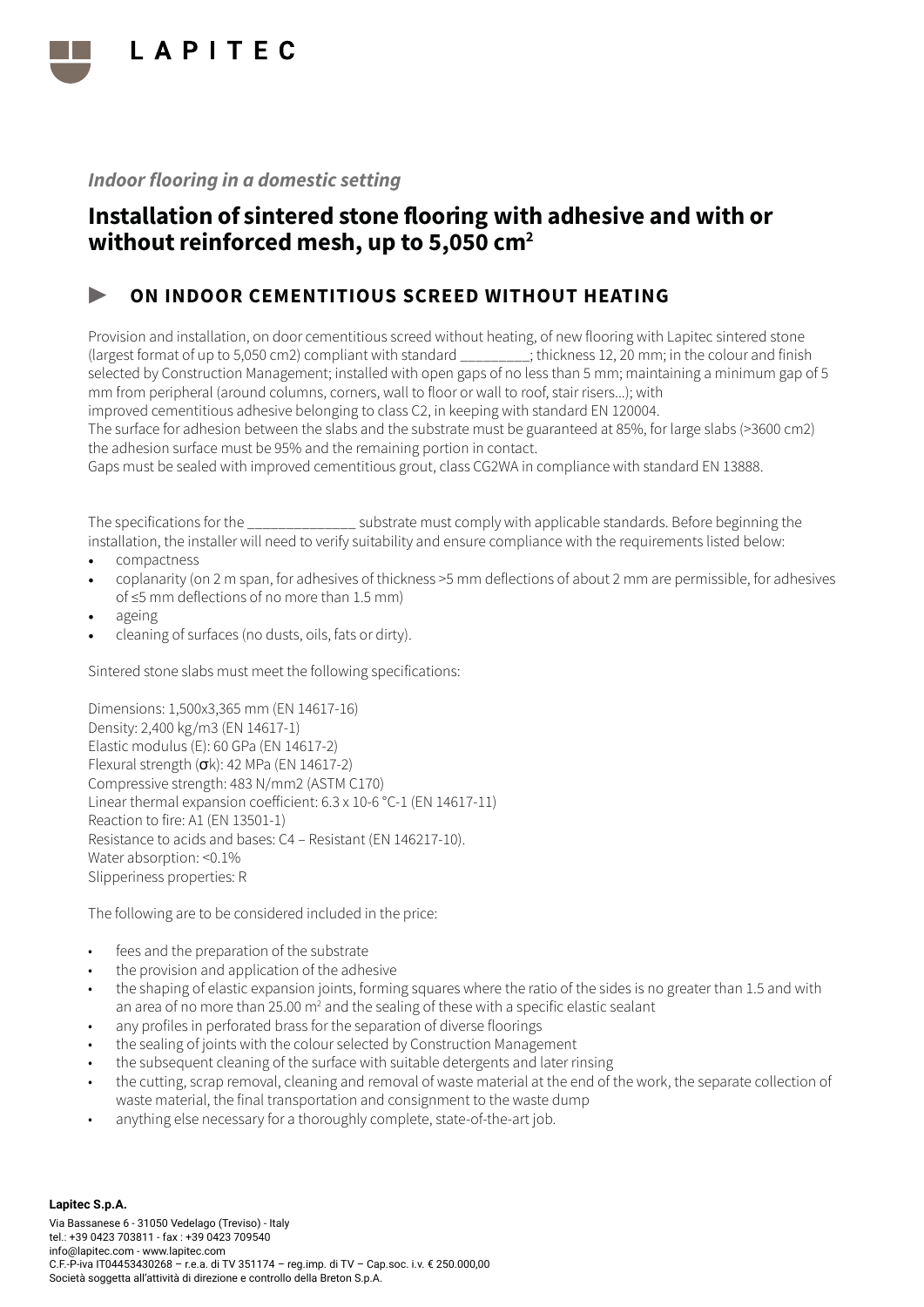*Indoor flooring in a domestic setting*

# Installation of sintered stone flooring with adhesive and with or without reinforced mesh, up to 5,050 cm²

## ▶ ON INDOOR CEMENTITIOUS SCREED WITHOUT HEATING

Provision and installation, on door cementitious screed without heating, of new flooring with Lapitec sintered stone (largest format of up to 5,050 cm2) compliant with standard _________; thickness 12, 20 mm; in the colour and finish selected by Construction Management; installed with open gaps of no less than 5 mm; maintaining a minimum gap of 5 mm from peripheral (around columns, corners, wall to floor or wall to roof, stair risers...); with improved cementitious adhesive belonging to class C2, in keeping with standard EN 120004.
The surface for adhesion between the slabs and the substrate must be guaranteed at 85%, for large slabs (>3600 cm2) the adhesion surface must be 95% and the remaining portion in contact.
Gaps must be sealed with improved cementitious grout, class CG2WA in compliance with standard EN 13888.

The specifications for the ______________ substrate must comply with applicable standards. Before beginning the installation, the installer will need to verify suitability and ensure compliance with the requirements listed below:

- compactness
- coplanarity (on 2 m span, for adhesives of thickness >5 mm deflections of about 2 mm are permissible, for adhesives of ≤5 mm deflections of no more than 1.5 mm)
- ageing
- cleaning of surfaces (no dusts, oils, fats or dirty).

Sintered stone slabs must meet the following specifications:

Dimensions: 1,500x3,365 mm (EN 14617-16)
Density: 2,400 kg/m3 (EN 14617-1)
Elastic modulus (E): 60 GPa (EN 14617-2)
Flexural strength (σk): 42 MPa (EN 14617-2)
Compressive strength: 483 N/mm2 (ASTM C170)
Linear thermal expansion coefficient: 6.3 x 10-6 °C-1 (EN 14617-11)
Reaction to fire: A1 (EN 13501-1)
Resistance to acids and bases: C4 – Resistant (EN 146217-10).
Water absorption: <0.1%
Slipperiness properties: R

The following are to be considered included in the price:

- fees and the preparation of the substrate
- the provision and application of the adhesive
- the shaping of elastic expansion joints, forming squares where the ratio of the sides is no greater than 1.5 and with an area of no more than 25.00 m² and the sealing of these with a specific elastic sealant
- any profiles in perforated brass for the separation of diverse floorings
- the sealing of joints with the colour selected by Construction Management
- the subsequent cleaning of the surface with suitable detergents and later rinsing
- the cutting, scrap removal, cleaning and removal of waste material at the end of the work, the separate collection of waste material, the final transportation and consignment to the waste dump
- anything else necessary for a thoroughly complete, state-of-the-art job.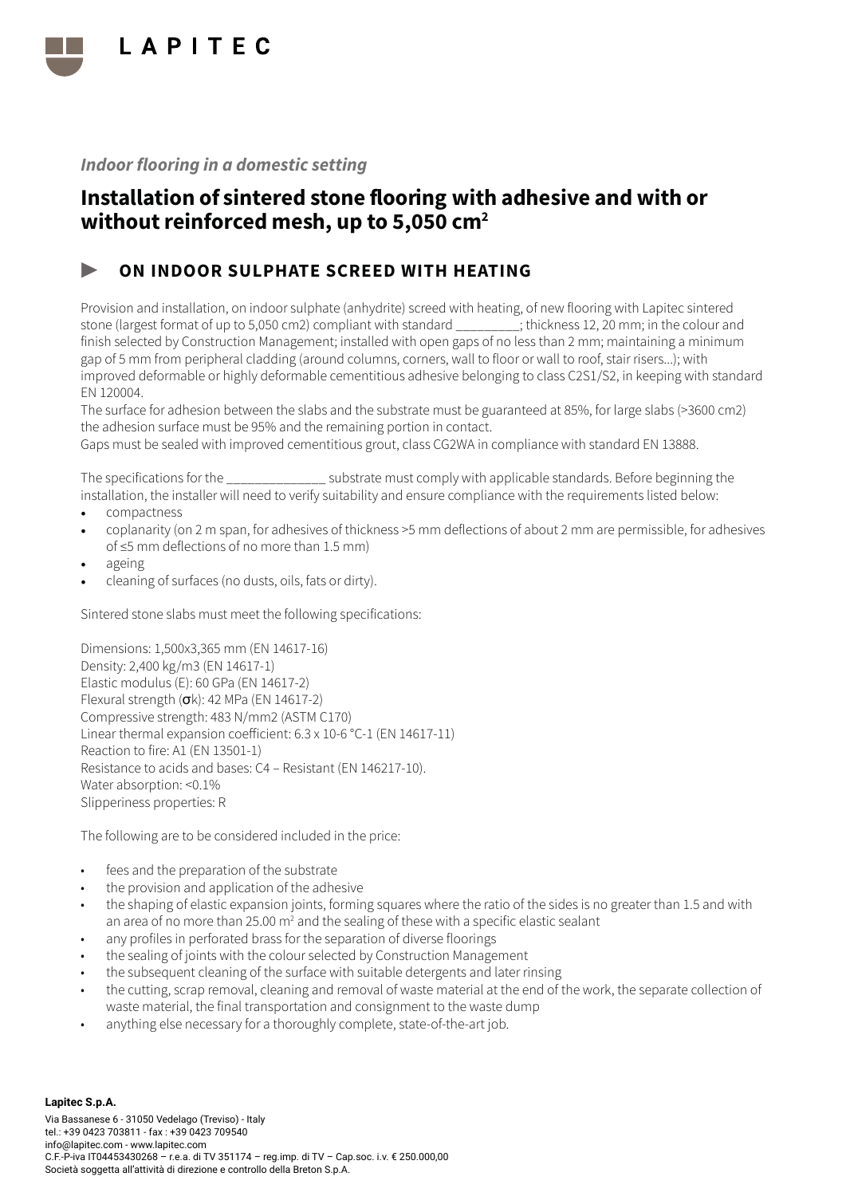*Indoor flooring in a domestic setting*

# Installation of sintered stone flooring with adhesive and with or without reinforced mesh, up to 5,050 cm²

## ▶ ON INDOOR SULPHATE SCREED WITH HEATING

Provision and installation, on indoor sulphate (anhydrite) screed with heating, of new flooring with Lapitec sintered stone (largest format of up to 5,050 cm2) compliant with standard _________; thickness 12, 20 mm; in the colour and finish selected by Construction Management; installed with open gaps of no less than 2 mm; maintaining a minimum gap of 5 mm from peripheral cladding (around columns, corners, wall to floor or wall to roof, stair risers...); with improved deformable or highly deformable cementitious adhesive belonging to class C2S1/S2, in keeping with standard EN 120004.
The surface for adhesion between the slabs and the substrate must be guaranteed at 85%, for large slabs (>3600 cm2) the adhesion surface must be 95% and the remaining portion in contact.
Gaps must be sealed with improved cementitious grout, class CG2WA in compliance with standard EN 13888.

The specifications for the ______________ substrate must comply with applicable standards. Before beginning the installation, the installer will need to verify suitability and ensure compliance with the requirements listed below:

- compactness
- coplanarity (on 2 m span, for adhesives of thickness >5 mm deflections of about 2 mm are permissible, for adhesives of ≤5 mm deflections of no more than 1.5 mm)
- ageing
- cleaning of surfaces (no dusts, oils, fats or dirty).

Sintered stone slabs must meet the following specifications:

Dimensions: 1,500x3,365 mm (EN 14617-16)
Density: 2,400 kg/m3 (EN 14617-1)
Elastic modulus (E): 60 GPa (EN 14617-2)
Flexural strength (σk): 42 MPa (EN 14617-2)
Compressive strength: 483 N/mm2 (ASTM C170)
Linear thermal expansion coefficient: 6.3 x 10-6 °C-1 (EN 14617-11)
Reaction to fire: A1 (EN 13501-1)
Resistance to acids and bases: C4 – Resistant (EN 146217-10).
Water absorption: <0.1%
Slipperiness properties: R

The following are to be considered included in the price:

- fees and the preparation of the substrate
- the provision and application of the adhesive
- the shaping of elastic expansion joints, forming squares where the ratio of the sides is no greater than 1.5 and with an area of no more than 25.00 m² and the sealing of these with a specific elastic sealant
- any profiles in perforated brass for the separation of diverse floorings
- the sealing of joints with the colour selected by Construction Management
- the subsequent cleaning of the surface with suitable detergents and later rinsing
- the cutting, scrap removal, cleaning and removal of waste material at the end of the work, the separate collection of waste material, the final transportation and consignment to the waste dump
- anything else necessary for a thoroughly complete, state-of-the-art job.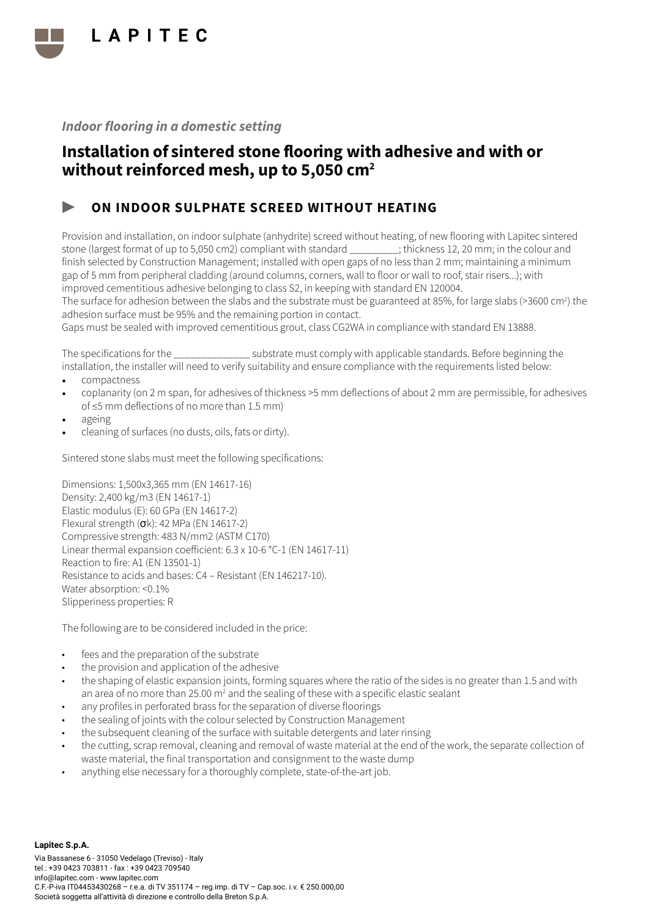*Indoor flooring in a domestic setting*

# Installation of sintered stone flooring with adhesive and with or without reinforced mesh, up to 5,050 cm²

## ▶ ON INDOOR SULPHATE SCREED WITHOUT HEATING

Provision and installation, on indoor sulphate (anhydrite) screed without heating, of new flooring with Lapitec sintered stone (largest format of up to 5,050 cm2) compliant with standard _________; thickness 12, 20 mm; in the colour and finish selected by Construction Management; installed with open gaps of no less than 2 mm; maintaining a minimum gap of 5 mm from peripheral cladding (around columns, corners, wall to floor or wall to roof, stair risers...); with improved cementitious adhesive belonging to class S2, in keeping with standard EN 120004.
The surface for adhesion between the slabs and the substrate must be guaranteed at 85%, for large slabs (>3600 cm²) the adhesion surface must be 95% and the remaining portion in contact.
Gaps must be sealed with improved cementitious grout, class CG2WA in compliance with standard EN 13888.

The specifications for the ______________ substrate must comply with applicable standards. Before beginning the installation, the installer will need to verify suitability and ensure compliance with the requirements listed below:

- compactness
- coplanarity (on 2 m span, for adhesives of thickness >5 mm deflections of about 2 mm are permissible, for adhesives of ≤5 mm deflections of no more than 1.5 mm)
- ageing
- cleaning of surfaces (no dusts, oils, fats or dirty).

Sintered stone slabs must meet the following specifications:

Dimensions: 1,500x3,365 mm (EN 14617-16)
Density: 2,400 kg/m3 (EN 14617-1)
Elastic modulus (E): 60 GPa (EN 14617-2)
Flexural strength (σk): 42 MPa (EN 14617-2)
Compressive strength: 483 N/mm2 (ASTM C170)
Linear thermal expansion coefficient: 6.3 x 10-6 °C-1 (EN 14617-11)
Reaction to fire: A1 (EN 13501-1)
Resistance to acids and bases: C4 – Resistant (EN 146217-10).
Water absorption: <0.1%
Slipperiness properties: R

The following are to be considered included in the price:

- fees and the preparation of the substrate
- the provision and application of the adhesive
- the shaping of elastic expansion joints, forming squares where the ratio of the sides is no greater than 1.5 and with an area of no more than 25.00 m² and the sealing of these with a specific elastic sealant
- any profiles in perforated brass for the separation of diverse floorings
- the sealing of joints with the colour selected by Construction Management
- the subsequent cleaning of the surface with suitable detergents and later rinsing
- the cutting, scrap removal, cleaning and removal of waste material at the end of the work, the separate collection of waste material, the final transportation and consignment to the waste dump
- anything else necessary for a thoroughly complete, state-of-the-art job.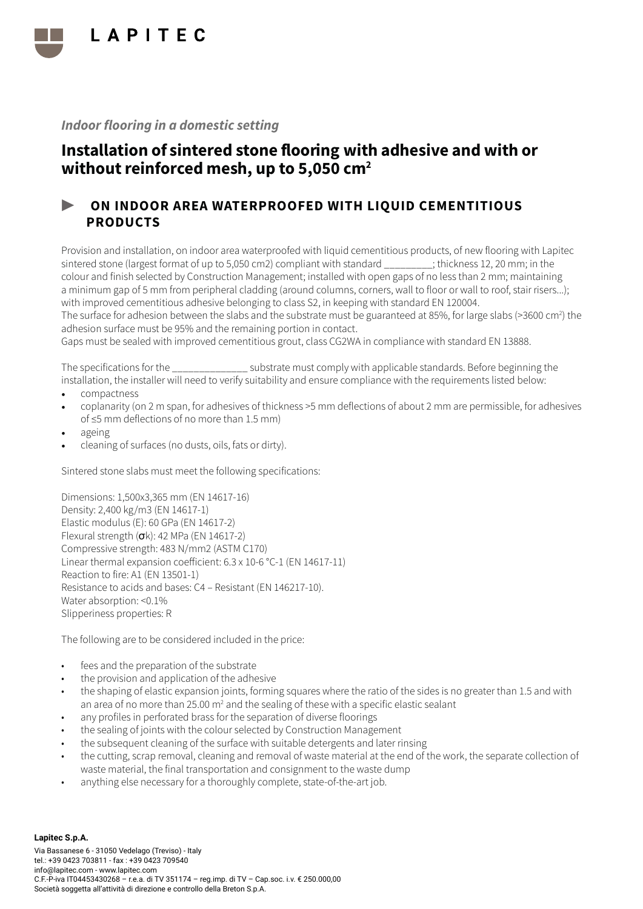*Indoor flooring in a domestic setting*

# Installation of sintered stone flooring with adhesive and with or without reinforced mesh, up to 5,050 cm²

## ► ON INDOOR AREA WATERPROOFED WITH LIQUID CEMENTITIOUS PRODUCTS

Provision and installation, on indoor area waterproofed with liquid cementitious products, of new flooring with Lapitec sintered stone (largest format of up to 5,050 cm2) compliant with standard _________; thickness 12, 20 mm; in the colour and finish selected by Construction Management; installed with open gaps of no less than 2 mm; maintaining a minimum gap of 5 mm from peripheral cladding (around columns, corners, wall to floor or wall to roof, stair risers...); with improved cementitious adhesive belonging to class S2, in keeping with standard EN 120004.
The surface for adhesion between the slabs and the substrate must be guaranteed at 85%, for large slabs (>3600 cm²) the adhesion surface must be 95% and the remaining portion in contact.
Gaps must be sealed with improved cementitious grout, class CG2WA in compliance with standard EN 13888.

The specifications for the ______________ substrate must comply with applicable standards. Before beginning the installation, the installer will need to verify suitability and ensure compliance with the requirements listed below:

- compactness
- coplanarity (on 2 m span, for adhesives of thickness >5 mm deflections of about 2 mm are permissible, for adhesives of ≤5 mm deflections of no more than 1.5 mm)
- ageing
- cleaning of surfaces (no dusts, oils, fats or dirty).

Sintered stone slabs must meet the following specifications:

Dimensions: 1,500x3,365 mm (EN 14617-16)
Density: 2,400 kg/m3 (EN 14617-1)
Elastic modulus (E): 60 GPa (EN 14617-2)
Flexural strength (σk): 42 MPa (EN 14617-2)
Compressive strength: 483 N/mm2 (ASTM C170)
Linear thermal expansion coefficient: 6.3 x 10-6 °C-1 (EN 14617-11)
Reaction to fire: A1 (EN 13501-1)
Resistance to acids and bases: C4 – Resistant (EN 146217-10).
Water absorption: <0.1%
Slipperiness properties: R

The following are to be considered included in the price:

- fees and the preparation of the substrate
- the provision and application of the adhesive
- the shaping of elastic expansion joints, forming squares where the ratio of the sides is no greater than 1.5 and with an area of no more than 25.00 m² and the sealing of these with a specific elastic sealant
- any profiles in perforated brass for the separation of diverse floorings
- the sealing of joints with the colour selected by Construction Management
- the subsequent cleaning of the surface with suitable detergents and later rinsing
- the cutting, scrap removal, cleaning and removal of waste material at the end of the work, the separate collection of waste material, the final transportation and consignment to the waste dump
- anything else necessary for a thoroughly complete, state-of-the-art job.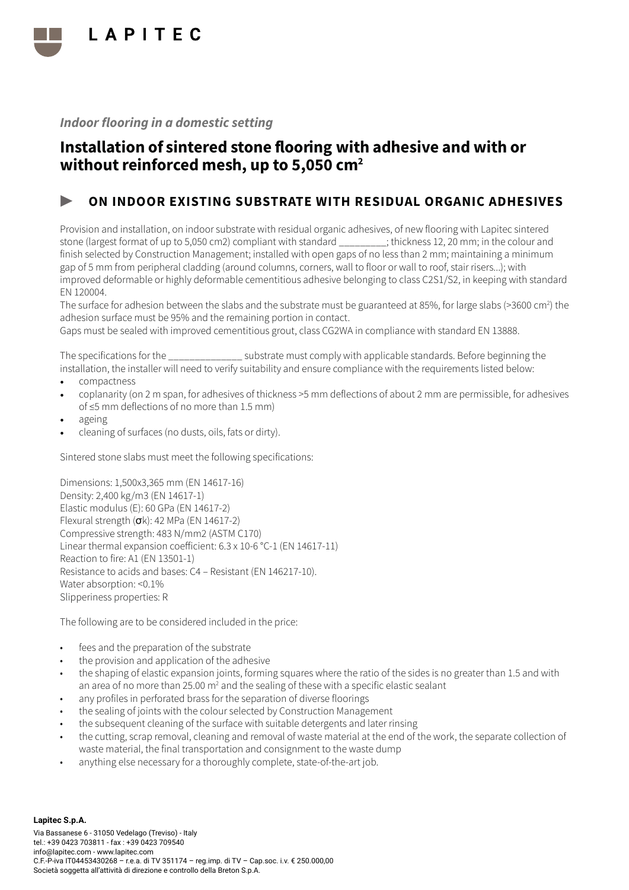*Indoor flooring in a domestic setting*

# Installation of sintered stone flooring with adhesive and with or without reinforced mesh, up to 5,050 cm²

## ▶ ON INDOOR EXISTING SUBSTRATE WITH RESIDUAL ORGANIC ADHESIVES

Provision and installation, on indoor substrate with residual organic adhesives, of new flooring with Lapitec sintered stone (largest format of up to 5,050 cm2) compliant with standard _________; thickness 12, 20 mm; in the colour and finish selected by Construction Management; installed with open gaps of no less than 2 mm; maintaining a minimum gap of 5 mm from peripheral cladding (around columns, corners, wall to floor or wall to roof, stair risers...); with improved deformable or highly deformable cementitious adhesive belonging to class C2S1/S2, in keeping with standard EN 120004.

The surface for adhesion between the slabs and the substrate must be guaranteed at 85%, for large slabs (>3600 cm²) the adhesion surface must be 95% and the remaining portion in contact.

Gaps must be sealed with improved cementitious grout, class CG2WA in compliance with standard EN 13888.

The specifications for the ______________ substrate must comply with applicable standards. Before beginning the installation, the installer will need to verify suitability and ensure compliance with the requirements listed below:

- compactness
- coplanarity (on 2 m span, for adhesives of thickness >5 mm deflections of about 2 mm are permissible, for adhesives of ≤5 mm deflections of no more than 1.5 mm)
- ageing
- cleaning of surfaces (no dusts, oils, fats or dirty).

Sintered stone slabs must meet the following specifications:

Dimensions: 1,500x3,365 mm (EN 14617-16)
Density: 2,400 kg/m3 (EN 14617-1)
Elastic modulus (E): 60 GPa (EN 14617-2)
Flexural strength (σk): 42 MPa (EN 14617-2)
Compressive strength: 483 N/mm2 (ASTM C170)
Linear thermal expansion coefficient: 6.3 x 10-6 °C-1 (EN 14617-11)
Reaction to fire: A1 (EN 13501-1)
Resistance to acids and bases: C4 – Resistant (EN 146217-10).
Water absorption: <0.1%
Slipperiness properties: R

The following are to be considered included in the price:

- fees and the preparation of the substrate
- the provision and application of the adhesive
- the shaping of elastic expansion joints, forming squares where the ratio of the sides is no greater than 1.5 and with an area of no more than 25.00 m² and the sealing of these with a specific elastic sealant
- any profiles in perforated brass for the separation of diverse floorings
- the sealing of joints with the colour selected by Construction Management
- the subsequent cleaning of the surface with suitable detergents and later rinsing
- the cutting, scrap removal, cleaning and removal of waste material at the end of the work, the separate collection of waste material, the final transportation and consignment to the waste dump
- anything else necessary for a thoroughly complete, state-of-the-art job.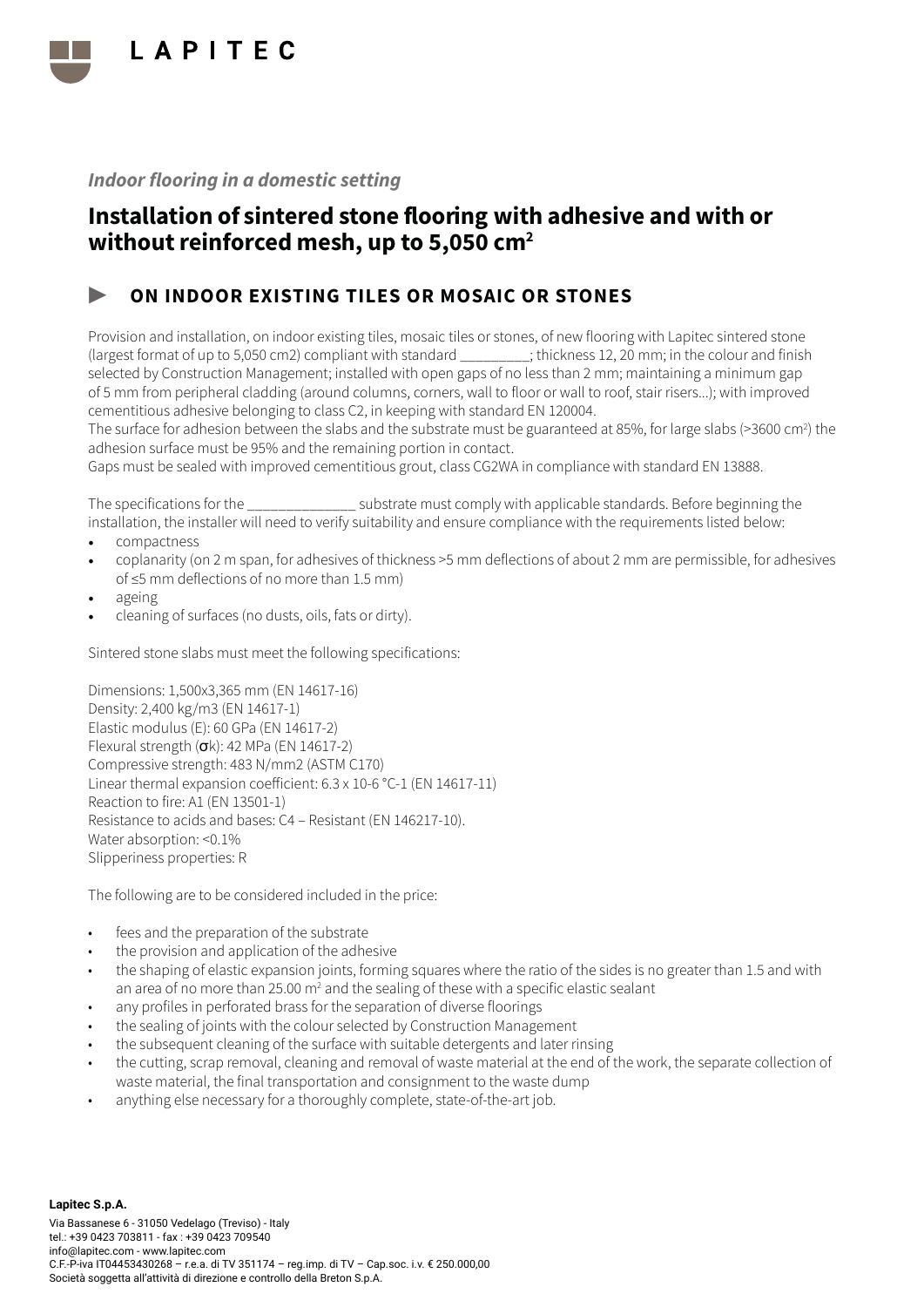*Indoor flooring in a domestic setting*

# Installation of sintered stone flooring with adhesive and with or without reinforced mesh, up to 5,050 cm²

## ► ON INDOOR EXISTING TILES OR MOSAIC OR STONES

Provision and installation, on indoor existing tiles, mosaic tiles or stones, of new flooring with Lapitec sintered stone (largest format of up to 5,050 cm2) compliant with standard _________; thickness 12, 20 mm; in the colour and finish selected by Construction Management; installed with open gaps of no less than 2 mm; maintaining a minimum gap of 5 mm from peripheral cladding (around columns, corners, wall to floor or wall to roof, stair risers...); with improved cementitious adhesive belonging to class C2, in keeping with standard EN 120004.
The surface for adhesion between the slabs and the substrate must be guaranteed at 85%, for large slabs (>3600 cm²) the adhesion surface must be 95% and the remaining portion in contact.
Gaps must be sealed with improved cementitious grout, class CG2WA in compliance with standard EN 13888.

The specifications for the ______________ substrate must comply with applicable standards. Before beginning the installation, the installer will need to verify suitability and ensure compliance with the requirements listed below:

- compactness
- coplanarity (on 2 m span, for adhesives of thickness >5 mm deflections of about 2 mm are permissible, for adhesives of ≤5 mm deflections of no more than 1.5 mm)
- ageing
- cleaning of surfaces (no dusts, oils, fats or dirty).

Sintered stone slabs must meet the following specifications:

Dimensions: 1,500x3,365 mm (EN 14617-16)
Density: 2,400 kg/m3 (EN 14617-1)
Elastic modulus (E): 60 GPa (EN 14617-2)
Flexural strength (σk): 42 MPa (EN 14617-2)
Compressive strength: 483 N/mm2 (ASTM C170)
Linear thermal expansion coefficient: 6.3 x 10-6 °C-1 (EN 14617-11)
Reaction to fire: A1 (EN 13501-1)
Resistance to acids and bases: C4 – Resistant (EN 146217-10).
Water absorption: <0.1%
Slipperiness properties: R

The following are to be considered included in the price:

- fees and the preparation of the substrate
- the provision and application of the adhesive
- the shaping of elastic expansion joints, forming squares where the ratio of the sides is no greater than 1.5 and with an area of no more than 25.00 m² and the sealing of these with a specific elastic sealant
- any profiles in perforated brass for the separation of diverse floorings
- the sealing of joints with the colour selected by Construction Management
- the subsequent cleaning of the surface with suitable detergents and later rinsing
- the cutting, scrap removal, cleaning and removal of waste material at the end of the work, the separate collection of waste material, the final transportation and consignment to the waste dump
- anything else necessary for a thoroughly complete, state-of-the-art job.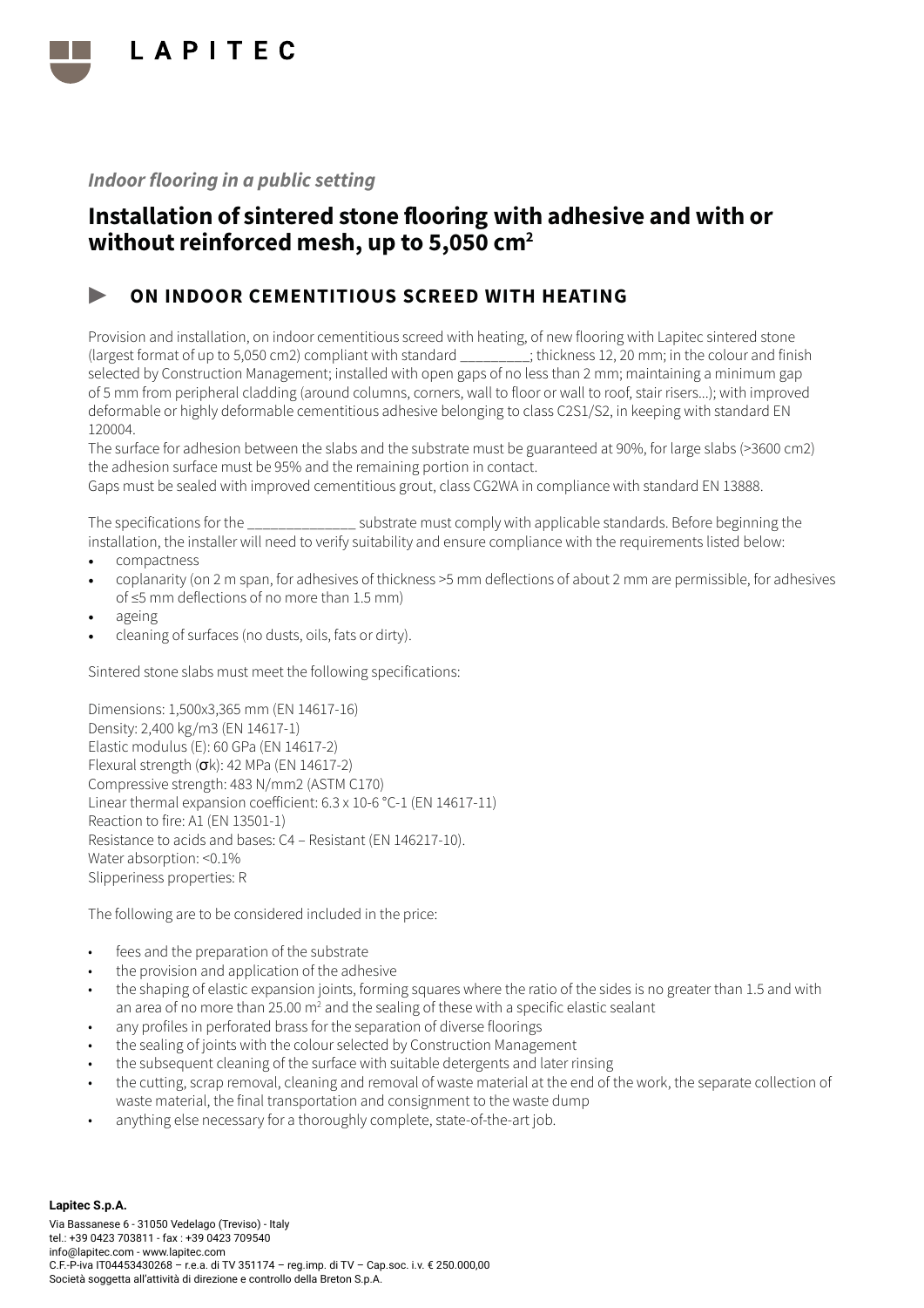*Indoor flooring in a public setting*

# Installation of sintered stone flooring with adhesive and with or without reinforced mesh, up to 5,050 cm²

## ▶ ON INDOOR CEMENTITIOUS SCREED WITH HEATING

Provision and installation, on indoor cementitious screed with heating, of new flooring with Lapitec sintered stone (largest format of up to 5,050 cm2) compliant with standard _________; thickness 12, 20 mm; in the colour and finish selected by Construction Management; installed with open gaps of no less than 2 mm; maintaining a minimum gap of 5 mm from peripheral cladding (around columns, corners, wall to floor or wall to roof, stair risers...); with improved deformable or highly deformable cementitious adhesive belonging to class C2S1/S2, in keeping with standard EN 120004.

The surface for adhesion between the slabs and the substrate must be guaranteed at 90%, for large slabs (>3600 cm2) the adhesion surface must be 95% and the remaining portion in contact.

Gaps must be sealed with improved cementitious grout, class CG2WA in compliance with standard EN 13888.

The specifications for the ______________ substrate must comply with applicable standards. Before beginning the installation, the installer will need to verify suitability and ensure compliance with the requirements listed below:

- compactness
- coplanarity (on 2 m span, for adhesives of thickness >5 mm deflections of about 2 mm are permissible, for adhesives of ≤5 mm deflections of no more than 1.5 mm)
- ageing
- cleaning of surfaces (no dusts, oils, fats or dirty).

Sintered stone slabs must meet the following specifications:

Dimensions: 1,500x3,365 mm (EN 14617-16)
Density: 2,400 kg/m3 (EN 14617-1)
Elastic modulus (E): 60 GPa (EN 14617-2)
Flexural strength (σk): 42 MPa (EN 14617-2)
Compressive strength: 483 N/mm2 (ASTM C170)
Linear thermal expansion coefficient: 6.3 x 10-6 °C-1 (EN 14617-11)
Reaction to fire: A1 (EN 13501-1)
Resistance to acids and bases: C4 – Resistant (EN 146217-10).
Water absorption: <0.1%
Slipperiness properties: R

The following are to be considered included in the price:

- fees and the preparation of the substrate
- the provision and application of the adhesive
- the shaping of elastic expansion joints, forming squares where the ratio of the sides is no greater than 1.5 and with an area of no more than 25.00 m² and the sealing of these with a specific elastic sealant
- any profiles in perforated brass for the separation of diverse floorings
- the sealing of joints with the colour selected by Construction Management
- the subsequent cleaning of the surface with suitable detergents and later rinsing
- the cutting, scrap removal, cleaning and removal of waste material at the end of the work, the separate collection of waste material, the final transportation and consignment to the waste dump
- anything else necessary for a thoroughly complete, state-of-the-art job.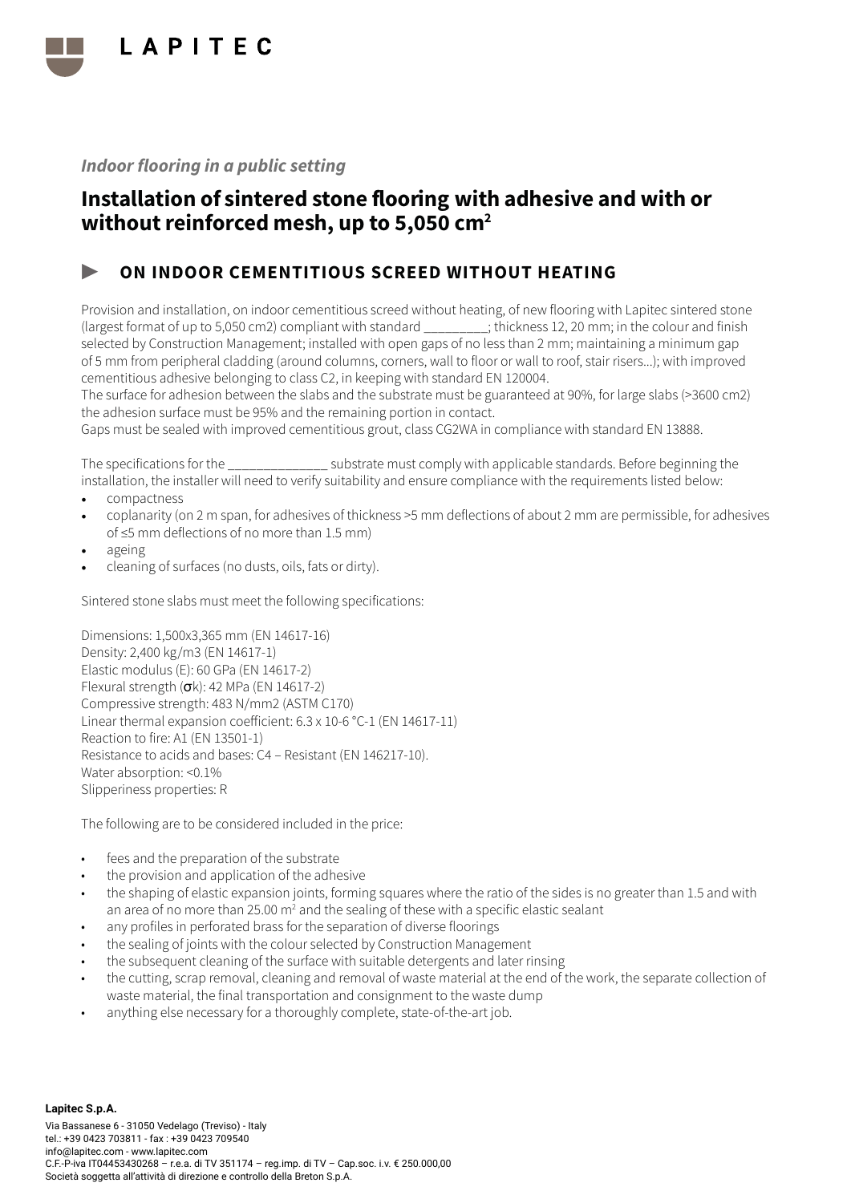*Indoor flooring in a public setting*

# Installation of sintered stone flooring with adhesive and with or without reinforced mesh, up to 5,050 cm²

## ON INDOOR CEMENTITIOUS SCREED WITHOUT HEATING

Provision and installation, on indoor cementitious screed without heating, of new flooring with Lapitec sintered stone (largest format of up to 5,050 cm2) compliant with standard _________; thickness 12, 20 mm; in the colour and finish selected by Construction Management; installed with open gaps of no less than 2 mm; maintaining a minimum gap of 5 mm from peripheral cladding (around columns, corners, wall to floor or wall to roof, stair risers...); with improved cementitious adhesive belonging to class C2, in keeping with standard EN 120004.
The surface for adhesion between the slabs and the substrate must be guaranteed at 90%, for large slabs (>3600 cm2) the adhesion surface must be 95% and the remaining portion in contact.
Gaps must be sealed with improved cementitious grout, class CG2WA in compliance with standard EN 13888.

The specifications for the ______________ substrate must comply with applicable standards. Before beginning the installation, the installer will need to verify suitability and ensure compliance with the requirements listed below:

- compactness
- coplanarity (on 2 m span, for adhesives of thickness >5 mm deflections of about 2 mm are permissible, for adhesives of ≤5 mm deflections of no more than 1.5 mm)
- ageing
- cleaning of surfaces (no dusts, oils, fats or dirty).

Sintered stone slabs must meet the following specifications:

Dimensions: 1,500x3,365 mm (EN 14617-16)
Density: 2,400 kg/m3 (EN 14617-1)
Elastic modulus (E): 60 GPa (EN 14617-2)
Flexural strength (σk): 42 MPa (EN 14617-2)
Compressive strength: 483 N/mm2 (ASTM C170)
Linear thermal expansion coefficient: 6.3 x 10-6 °C-1 (EN 14617-11)
Reaction to fire: A1 (EN 13501-1)
Resistance to acids and bases: C4 – Resistant (EN 146217-10).
Water absorption: <0.1%
Slipperiness properties: R

The following are to be considered included in the price:

- fees and the preparation of the substrate
- the provision and application of the adhesive
- the shaping of elastic expansion joints, forming squares where the ratio of the sides is no greater than 1.5 and with an area of no more than 25.00 m² and the sealing of these with a specific elastic sealant
- any profiles in perforated brass for the separation of diverse floorings
- the sealing of joints with the colour selected by Construction Management
- the subsequent cleaning of the surface with suitable detergents and later rinsing
- the cutting, scrap removal, cleaning and removal of waste material at the end of the work, the separate collection of waste material, the final transportation and consignment to the waste dump
- anything else necessary for a thoroughly complete, state-of-the-art job.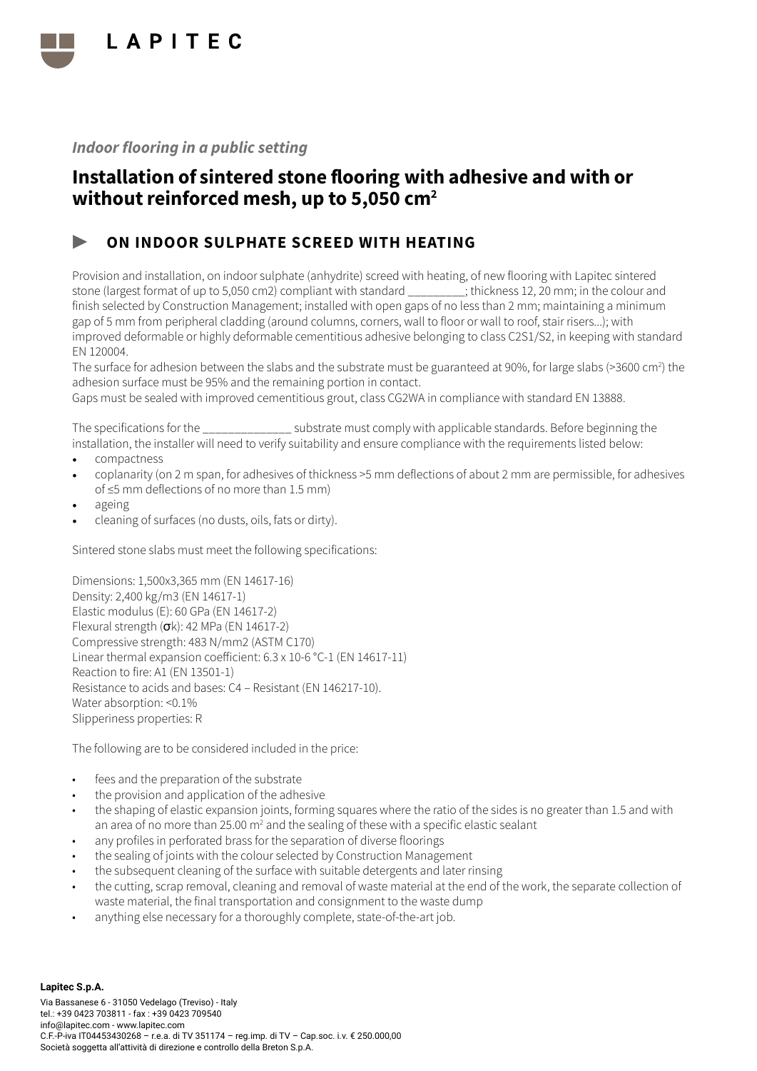LAPITEC

*Indoor flooring in a public setting*

# Installation of sintered stone flooring with adhesive and with or without reinforced mesh, up to 5,050 cm²

## ▶ ON INDOOR SULPHATE SCREED WITH HEATING

Provision and installation, on indoor sulphate (anhydrite) screed with heating, of new flooring with Lapitec sintered stone (largest format of up to 5,050 cm2) compliant with standard _________; thickness 12, 20 mm; in the colour and finish selected by Construction Management; installed with open gaps of no less than 2 mm; maintaining a minimum gap of 5 mm from peripheral cladding (around columns, corners, wall to floor or wall to roof, stair risers...); with improved deformable or highly deformable cementitious adhesive belonging to class C2S1/S2, in keeping with standard EN 120004.

The surface for adhesion between the slabs and the substrate must be guaranteed at 90%, for large slabs (>3600 cm²) the adhesion surface must be 95% and the remaining portion in contact.

Gaps must be sealed with improved cementitious grout, class CG2WA in compliance with standard EN 13888.

The specifications for the ______________ substrate must comply with applicable standards. Before beginning the installation, the installer will need to verify suitability and ensure compliance with the requirements listed below:

- compactness
- coplanarity (on 2 m span, for adhesives of thickness >5 mm deflections of about 2 mm are permissible, for adhesives of ≤5 mm deflections of no more than 1.5 mm)
- ageing
- cleaning of surfaces (no dusts, oils, fats or dirty).

Sintered stone slabs must meet the following specifications:

Dimensions: 1,500x3,365 mm (EN 14617-16)
Density: 2,400 kg/m3 (EN 14617-1)
Elastic modulus (E): 60 GPa (EN 14617-2)
Flexural strength (σk): 42 MPa (EN 14617-2)
Compressive strength: 483 N/mm2 (ASTM C170)
Linear thermal expansion coefficient: 6.3 x 10-6 °C-1 (EN 14617-11)
Reaction to fire: A1 (EN 13501-1)
Resistance to acids and bases: C4 – Resistant (EN 146217-10).
Water absorption: <0.1%
Slipperiness properties: R

The following are to be considered included in the price:

- fees and the preparation of the substrate
- the provision and application of the adhesive
- the shaping of elastic expansion joints, forming squares where the ratio of the sides is no greater than 1.5 and with an area of no more than 25.00 m² and the sealing of these with a specific elastic sealant
- any profiles in perforated brass for the separation of diverse floorings
- the sealing of joints with the colour selected by Construction Management
- the subsequent cleaning of the surface with suitable detergents and later rinsing
- the cutting, scrap removal, cleaning and removal of waste material at the end of the work, the separate collection of waste material, the final transportation and consignment to the waste dump
- anything else necessary for a thoroughly complete, state-of-the-art job.

**Lapitec S.p.A.**
Via Bassanese 6 - 31050 Vedelago (Treviso) - Italy
tel.: +39 0423 703811 - fax : +39 0423 709540
info@lapitec.com - www.lapitec.com
C.F.-P.iva IT04453430268 – r.e.a. di TV 351174 – reg.imp. di TV – Cap.soc. i.v. € 250.000,00
Società soggetta all'attività di direzione e controllo della Breton S.p.A.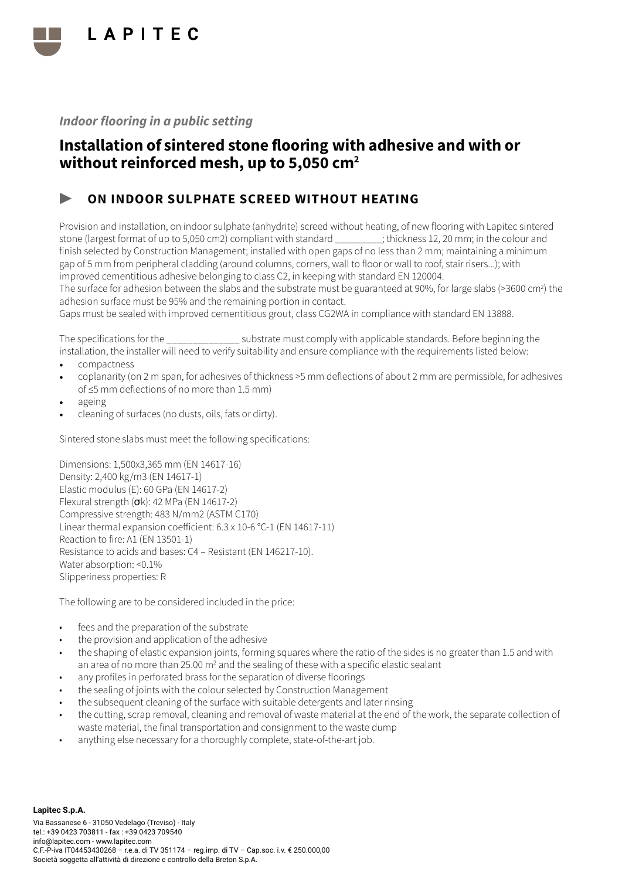LAPITEC

*Indoor flooring in a public setting*

# Installation of sintered stone flooring with adhesive and with or without reinforced mesh, up to 5,050 cm²

## ► ON INDOOR SULPHATE SCREED WITHOUT HEATING

Provision and installation, on indoor sulphate (anhydrite) screed without heating, of new flooring with Lapitec sintered stone (largest format of up to 5,050 cm2) compliant with standard _________; thickness 12, 20 mm; in the colour and finish selected by Construction Management; installed with open gaps of no less than 2 mm; maintaining a minimum gap of 5 mm from peripheral cladding (around columns, corners, wall to floor or wall to roof, stair risers...); with improved cementitious adhesive belonging to class C2, in keeping with standard EN 120004.
The surface for adhesion between the slabs and the substrate must be guaranteed at 90%, for large slabs (>3600 cm²) the adhesion surface must be 95% and the remaining portion in contact.
Gaps must be sealed with improved cementitious grout, class CG2WA in compliance with standard EN 13888.

The specifications for the ______________ substrate must comply with applicable standards. Before beginning the installation, the installer will need to verify suitability and ensure compliance with the requirements listed below:

- compactness
- coplanarity (on 2 m span, for adhesives of thickness >5 mm deflections of about 2 mm are permissible, for adhesives of ≤5 mm deflections of no more than 1.5 mm)
- ageing
- cleaning of surfaces (no dusts, oils, fats or dirty).

Sintered stone slabs must meet the following specifications:

Dimensions: 1,500x3,365 mm (EN 14617-16)
Density: 2,400 kg/m3 (EN 14617-1)
Elastic modulus (E): 60 GPa (EN 14617-2)
Flexural strength (σk): 42 MPa (EN 14617-2)
Compressive strength: 483 N/mm2 (ASTM C170)
Linear thermal expansion coefficient: 6.3 x 10-6 °C-1 (EN 14617-11)
Reaction to fire: A1 (EN 13501-1)
Resistance to acids and bases: C4 – Resistant (EN 146217-10).
Water absorption: <0.1%
Slipperiness properties: R

The following are to be considered included in the price:

- fees and the preparation of the substrate
- the provision and application of the adhesive
- the shaping of elastic expansion joints, forming squares where the ratio of the sides is no greater than 1.5 and with an area of no more than 25.00 m² and the sealing of these with a specific elastic sealant
- any profiles in perforated brass for the separation of diverse floorings
- the sealing of joints with the colour selected by Construction Management
- the subsequent cleaning of the surface with suitable detergents and later rinsing
- the cutting, scrap removal, cleaning and removal of waste material at the end of the work, the separate collection of waste material, the final transportation and consignment to the waste dump
- anything else necessary for a thoroughly complete, state-of-the-art job.

**Lapitec S.p.A.**
Via Bassanese 6 - 31050 Vedelago (Treviso) - Italy
tel.: +39 0423 703811 - fax : +39 0423 709540
info@lapitec.com - www.lapitec.com
C.F.-P-iva IT04453430268 – r.e.a. di TV 351174 – reg.imp. di TV – Cap.soc. i.v. € 250.000,00
Società soggetta all'attività di direzione e controllo della Breton S.p.A.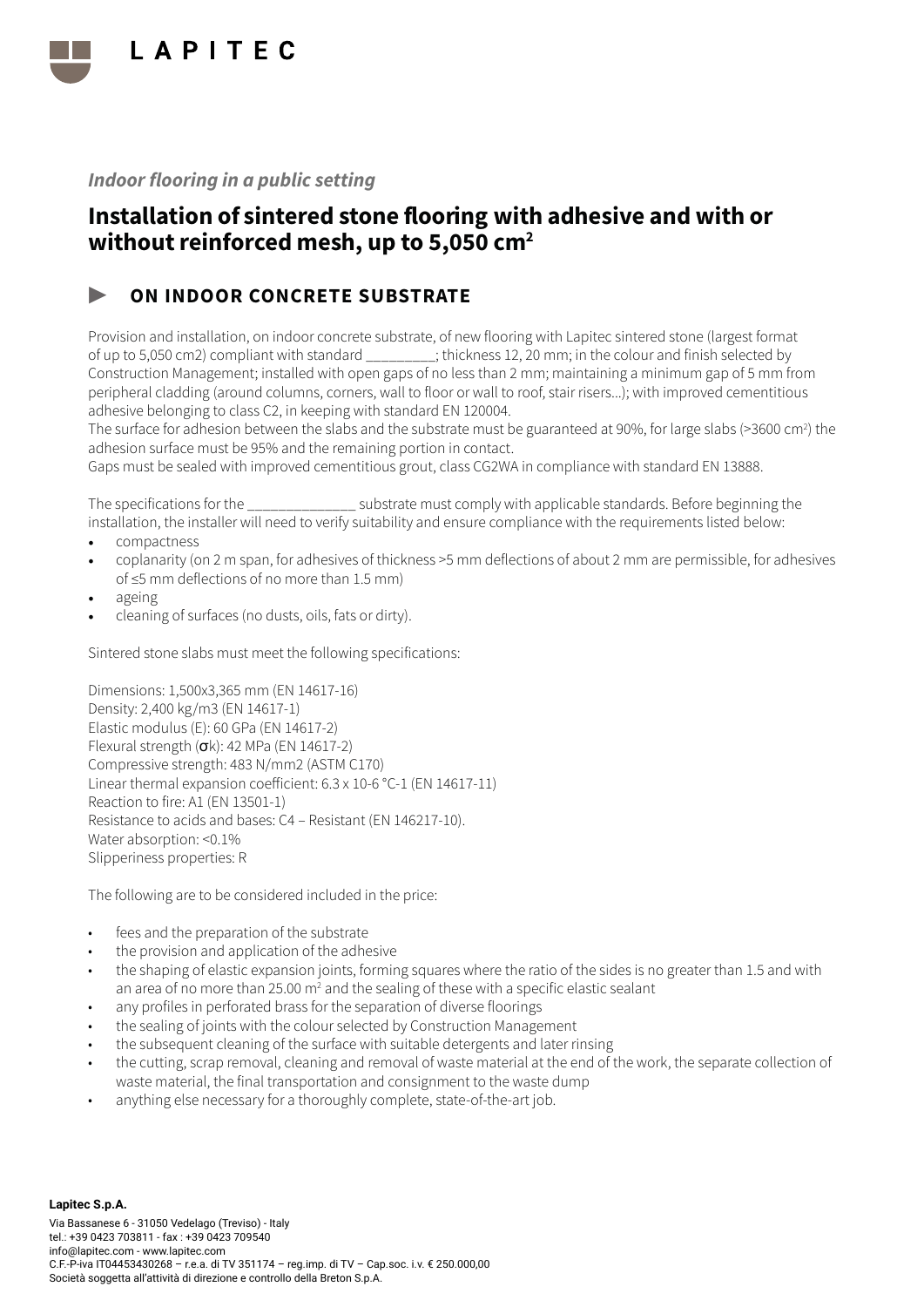*Indoor flooring in a public setting*

# Installation of sintered stone flooring with adhesive and with or without reinforced mesh, up to 5,050 cm²

## ON INDOOR CONCRETE SUBSTRATE

Provision and installation, on indoor concrete substrate, of new flooring with Lapitec sintered stone (largest format of up to 5,050 cm2) compliant with standard _________; thickness 12, 20 mm; in the colour and finish selected by Construction Management; installed with open gaps of no less than 2 mm; maintaining a minimum gap of 5 mm from peripheral cladding (around columns, corners, wall to floor or wall to roof, stair risers...); with improved cementitious adhesive belonging to class C2, in keeping with standard EN 120004.
The surface for adhesion between the slabs and the substrate must be guaranteed at 90%, for large slabs (>3600 cm²) the adhesion surface must be 95% and the remaining portion in contact.
Gaps must be sealed with improved cementitious grout, class CG2WA in compliance with standard EN 13888.

The specifications for the ______________ substrate must comply with applicable standards. Before beginning the installation, the installer will need to verify suitability and ensure compliance with the requirements listed below:

- compactness
- coplanarity (on 2 m span, for adhesives of thickness >5 mm deflections of about 2 mm are permissible, for adhesives of ≤5 mm deflections of no more than 1.5 mm)
- ageing
- cleaning of surfaces (no dusts, oils, fats or dirty).

Sintered stone slabs must meet the following specifications:

Dimensions: 1,500x3,365 mm (EN 14617-16)
Density: 2,400 kg/m3 (EN 14617-1)
Elastic modulus (E): 60 GPa (EN 14617-2)
Flexural strength (σk): 42 MPa (EN 14617-2)
Compressive strength: 483 N/mm2 (ASTM C170)
Linear thermal expansion coefficient: 6.3 x 10-6 °C-1 (EN 14617-11)
Reaction to fire: A1 (EN 13501-1)
Resistance to acids and bases: C4 – Resistant (EN 146217-10).
Water absorption: <0.1%
Slipperiness properties: R

The following are to be considered included in the price:

- fees and the preparation of the substrate
- the provision and application of the adhesive
- the shaping of elastic expansion joints, forming squares where the ratio of the sides is no greater than 1.5 and with an area of no more than 25.00 m² and the sealing of these with a specific elastic sealant
- any profiles in perforated brass for the separation of diverse floorings
- the sealing of joints with the colour selected by Construction Management
- the subsequent cleaning of the surface with suitable detergents and later rinsing
- the cutting, scrap removal, cleaning and removal of waste material at the end of the work, the separate collection of waste material, the final transportation and consignment to the waste dump
- anything else necessary for a thoroughly complete, state-of-the-art job.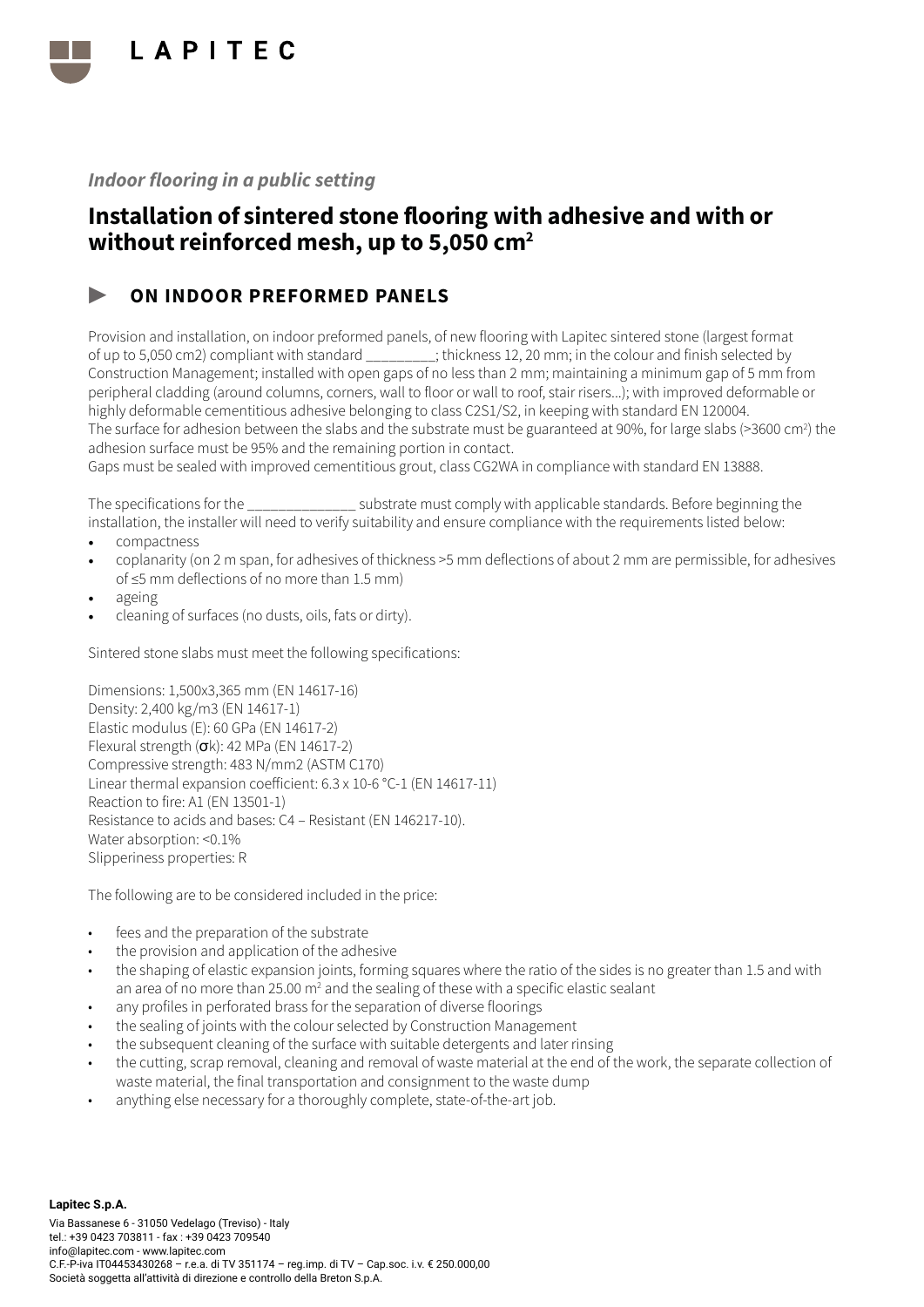LAPITEC

*Indoor flooring in a public setting*

# Installation of sintered stone flooring with adhesive and with or without reinforced mesh, up to 5,050 cm²

## ▶ ON INDOOR PREFORMED PANELS

Provision and installation, on indoor preformed panels, of new flooring with Lapitec sintered stone (largest format of up to 5,050 cm2) compliant with standard _________; thickness 12, 20 mm; in the colour and finish selected by Construction Management; installed with open gaps of no less than 2 mm; maintaining a minimum gap of 5 mm from peripheral cladding (around columns, corners, wall to floor or wall to roof, stair risers...); with improved deformable or highly deformable cementitious adhesive belonging to class C2S1/S2, in keeping with standard EN 120004.
The surface for adhesion between the slabs and the substrate must be guaranteed at 90%, for large slabs (>3600 cm²) the adhesion surface must be 95% and the remaining portion in contact.
Gaps must be sealed with improved cementitious grout, class CG2WA in compliance with standard EN 13888.

The specifications for the ______________ substrate must comply with applicable standards. Before beginning the installation, the installer will need to verify suitability and ensure compliance with the requirements listed below:

- compactness
- coplanarity (on 2 m span, for adhesives of thickness >5 mm deflections of about 2 mm are permissible, for adhesives of ≤5 mm deflections of no more than 1.5 mm)
- ageing
- cleaning of surfaces (no dusts, oils, fats or dirty).

Sintered stone slabs must meet the following specifications:

Dimensions: 1,500x3,365 mm (EN 14617-16)
Density: 2,400 kg/m3 (EN 14617-1)
Elastic modulus (E): 60 GPa (EN 14617-2)
Flexural strength (σk): 42 MPa (EN 14617-2)
Compressive strength: 483 N/mm2 (ASTM C170)
Linear thermal expansion coefficient: 6.3 x 10-6 °C-1 (EN 14617-11)
Reaction to fire: A1 (EN 13501-1)
Resistance to acids and bases: C4 – Resistant (EN 146217-10).
Water absorption: <0.1%
Slipperiness properties: R

The following are to be considered included in the price:

- fees and the preparation of the substrate
- the provision and application of the adhesive
- the shaping of elastic expansion joints, forming squares where the ratio of the sides is no greater than 1.5 and with an area of no more than 25.00 m² and the sealing of these with a specific elastic sealant
- any profiles in perforated brass for the separation of diverse floorings
- the sealing of joints with the colour selected by Construction Management
- the subsequent cleaning of the surface with suitable detergents and later rinsing
- the cutting, scrap removal, cleaning and removal of waste material at the end of the work, the separate collection of waste material, the final transportation and consignment to the waste dump
- anything else necessary for a thoroughly complete, state-of-the-art job.

**Lapitec S.p.A.**
Via Bassanese 6 - 31050 Vedelago (Treviso) - Italy
tel.: +39 0423 703811 - fax : +39 0423 709540
info@lapitec.com - www.lapitec.com
C.F.-P.iva IT04453430268 – r.e.a. di TV 351174 – reg.imp. di TV – Cap.soc. i.v. € 250.000,00
Società soggetta all'attività di direzione e controllo della Breton S.p.A.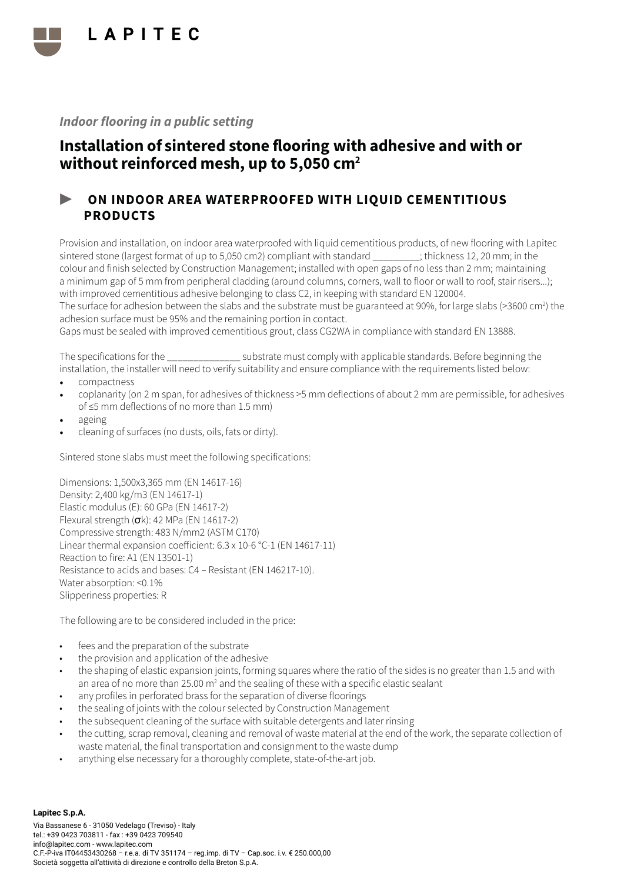*Indoor flooring in a public setting*

# Installation of sintered stone flooring with adhesive and with or without reinforced mesh, up to 5,050 cm²

## ► ON INDOOR AREA WATERPROOFED WITH LIQUID CEMENTITIOUS PRODUCTS

Provision and installation, on indoor area waterproofed with liquid cementitious products, of new flooring with Lapitec sintered stone (largest format of up to 5,050 cm2) compliant with standard _________; thickness 12, 20 mm; in the colour and finish selected by Construction Management; installed with open gaps of no less than 2 mm; maintaining a minimum gap of 5 mm from peripheral cladding (around columns, corners, wall to floor or wall to roof, stair risers...); with improved cementitious adhesive belonging to class C2, in keeping with standard EN 120004.
The surface for adhesion between the slabs and the substrate must be guaranteed at 90%, for large slabs (>3600 cm²) the adhesion surface must be 95% and the remaining portion in contact.
Gaps must be sealed with improved cementitious grout, class CG2WA in compliance with standard EN 13888.

The specifications for the ______________ substrate must comply with applicable standards. Before beginning the installation, the installer will need to verify suitability and ensure compliance with the requirements listed below:

- compactness
- coplanarity (on 2 m span, for adhesives of thickness >5 mm deflections of about 2 mm are permissible, for adhesives of ≤5 mm deflections of no more than 1.5 mm)
- ageing
- cleaning of surfaces (no dusts, oils, fats or dirty).

Sintered stone slabs must meet the following specifications:

Dimensions: 1,500x3,365 mm (EN 14617-16)
Density: 2,400 kg/m3 (EN 14617-1)
Elastic modulus (E): 60 GPa (EN 14617-2)
Flexural strength (σk): 42 MPa (EN 14617-2)
Compressive strength: 483 N/mm2 (ASTM C170)
Linear thermal expansion coefficient: 6.3 x 10-6 °C-1 (EN 14617-11)
Reaction to fire: A1 (EN 13501-1)
Resistance to acids and bases: C4 – Resistant (EN 146217-10).
Water absorption: <0.1%
Slipperiness properties: R

The following are to be considered included in the price:

- fees and the preparation of the substrate
- the provision and application of the adhesive
- the shaping of elastic expansion joints, forming squares where the ratio of the sides is no greater than 1.5 and with an area of no more than 25.00 m² and the sealing of these with a specific elastic sealant
- any profiles in perforated brass for the separation of diverse floorings
- the sealing of joints with the colour selected by Construction Management
- the subsequent cleaning of the surface with suitable detergents and later rinsing
- the cutting, scrap removal, cleaning and removal of waste material at the end of the work, the separate collection of waste material, the final transportation and consignment to the waste dump
- anything else necessary for a thoroughly complete, state-of-the-art job.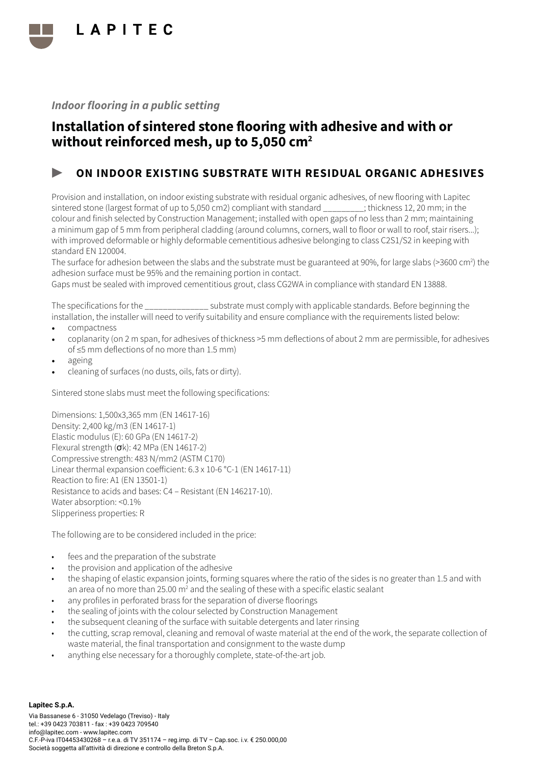*Indoor flooring in a public setting*

# Installation of sintered stone flooring with adhesive and with or without reinforced mesh, up to 5,050 cm²

## ▶ ON INDOOR EXISTING SUBSTRATE WITH RESIDUAL ORGANIC ADHESIVES

Provision and installation, on indoor existing substrate with residual organic adhesives, of new flooring with Lapitec sintered stone (largest format of up to 5,050 cm2) compliant with standard _________; thickness 12, 20 mm; in the colour and finish selected by Construction Management; installed with open gaps of no less than 2 mm; maintaining a minimum gap of 5 mm from peripheral cladding (around columns, corners, wall to floor or wall to roof, stair risers...); with improved deformable or highly deformable cementitious adhesive belonging to class C2S1/S2 in keeping with standard EN 120004.

The surface for adhesion between the slabs and the substrate must be guaranteed at 90%, for large slabs (>3600 cm²) the adhesion surface must be 95% and the remaining portion in contact.

Gaps must be sealed with improved cementitious grout, class CG2WA in compliance with standard EN 13888.

The specifications for the ______________ substrate must comply with applicable standards. Before beginning the installation, the installer will need to verify suitability and ensure compliance with the requirements listed below:

- compactness
- coplanarity (on 2 m span, for adhesives of thickness >5 mm deflections of about 2 mm are permissible, for adhesives of ≤5 mm deflections of no more than 1.5 mm)
- ageing
- cleaning of surfaces (no dusts, oils, fats or dirty).

Sintered stone slabs must meet the following specifications:

Dimensions: 1,500x3,365 mm (EN 14617-16)
Density: 2,400 kg/m3 (EN 14617-1)
Elastic modulus (E): 60 GPa (EN 14617-2)
Flexural strength (σk): 42 MPa (EN 14617-2)
Compressive strength: 483 N/mm2 (ASTM C170)
Linear thermal expansion coefficient: 6.3 x 10-6 °C-1 (EN 14617-11)
Reaction to fire: A1 (EN 13501-1)
Resistance to acids and bases: C4 – Resistant (EN 146217-10).
Water absorption: <0.1%
Slipperiness properties: R

The following are to be considered included in the price:

- fees and the preparation of the substrate
- the provision and application of the adhesive
- the shaping of elastic expansion joints, forming squares where the ratio of the sides is no greater than 1.5 and with an area of no more than 25.00 m² and the sealing of these with a specific elastic sealant
- any profiles in perforated brass for the separation of diverse floorings
- the sealing of joints with the colour selected by Construction Management
- the subsequent cleaning of the surface with suitable detergents and later rinsing
- the cutting, scrap removal, cleaning and removal of waste material at the end of the work, the separate collection of waste material, the final transportation and consignment to the waste dump
- anything else necessary for a thoroughly complete, state-of-the-art job.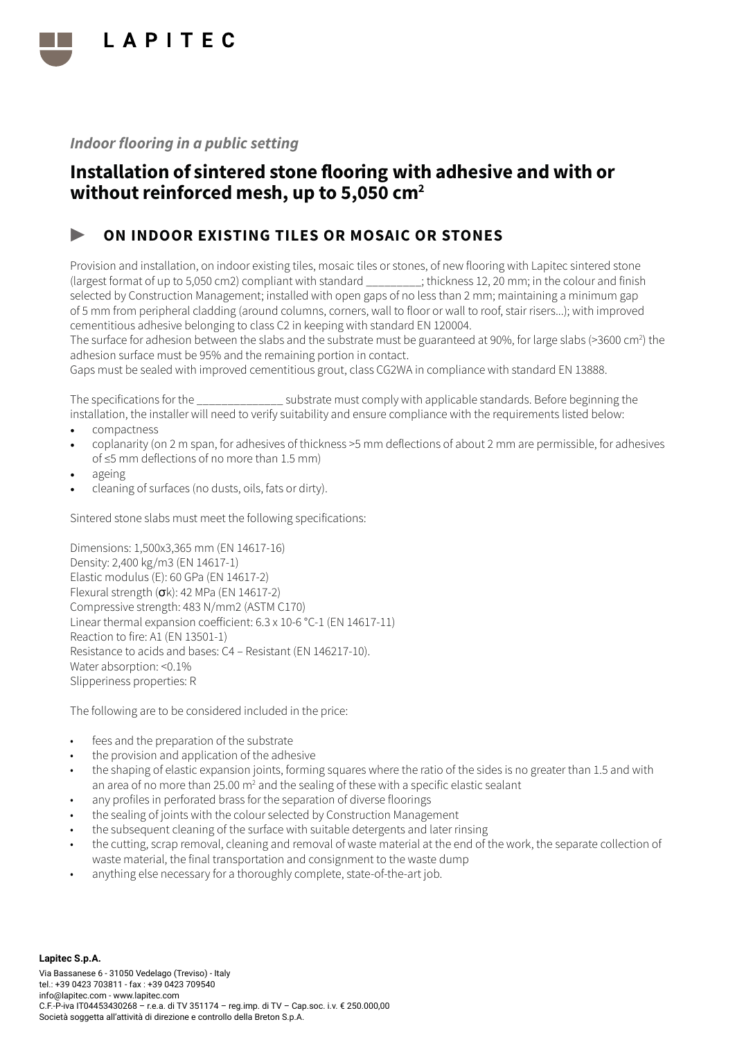LAPITEC

*Indoor flooring in a public setting*

# Installation of sintered stone flooring with adhesive and with or without reinforced mesh, up to 5,050 cm²

## ON INDOOR EXISTING TILES OR MOSAIC OR STONES

Provision and installation, on indoor existing tiles, mosaic tiles or stones, of new flooring with Lapitec sintered stone (largest format of up to 5,050 cm2) compliant with standard _________; thickness 12, 20 mm; in the colour and finish selected by Construction Management; installed with open gaps of no less than 2 mm; maintaining a minimum gap of 5 mm from peripheral cladding (around columns, corners, wall to floor or wall to roof, stair risers...); with improved cementitious adhesive belonging to class C2 in keeping with standard EN 120004.
The surface for adhesion between the slabs and the substrate must be guaranteed at 90%, for large slabs (>3600 cm²) the adhesion surface must be 95% and the remaining portion in contact.
Gaps must be sealed with improved cementitious grout, class CG2WA in compliance with standard EN 13888.

The specifications for the ______________ substrate must comply with applicable standards. Before beginning the installation, the installer will need to verify suitability and ensure compliance with the requirements listed below:

- compactness
- coplanarity (on 2 m span, for adhesives of thickness >5 mm deflections of about 2 mm are permissible, for adhesives of ≤5 mm deflections of no more than 1.5 mm)
- ageing
- cleaning of surfaces (no dusts, oils, fats or dirty).

Sintered stone slabs must meet the following specifications:

Dimensions: 1,500x3,365 mm (EN 14617-16)
Density: 2,400 kg/m3 (EN 14617-1)
Elastic modulus (E): 60 GPa (EN 14617-2)
Flexural strength ($\sigma$k): 42 MPa (EN 14617-2)
Compressive strength: 483 N/mm2 (ASTM C170)
Linear thermal expansion coefficient: 6.3 x 10-6 °C-1 (EN 14617-11)
Reaction to fire: A1 (EN 13501-1)
Resistance to acids and bases: C4 – Resistant (EN 146217-10).
Water absorption: <0.1%
Slipperiness properties: R

The following are to be considered included in the price:

- fees and the preparation of the substrate
- the provision and application of the adhesive
- the shaping of elastic expansion joints, forming squares where the ratio of the sides is no greater than 1.5 and with an area of no more than 25.00 m² and the sealing of these with a specific elastic sealant
- any profiles in perforated brass for the separation of diverse floorings
- the sealing of joints with the colour selected by Construction Management
- the subsequent cleaning of the surface with suitable detergents and later rinsing
- the cutting, scrap removal, cleaning and removal of waste material at the end of the work, the separate collection of waste material, the final transportation and consignment to the waste dump
- anything else necessary for a thoroughly complete, state-of-the-art job.

**Lapitec S.p.A.**
Via Bassanese 6 - 31050 Vedelago (Treviso) - Italy
tel.: +39 0423 703811 - fax : +39 0423 709540
info@lapitec.com - www.lapitec.com
C.F.-P.iva IT04453430268 – r.e.a. di TV 351174 – reg.imp. di TV – Cap.soc. i.v. € 250.000,00
Società soggetta all'attività di direzione e controllo della Breton S.p.A.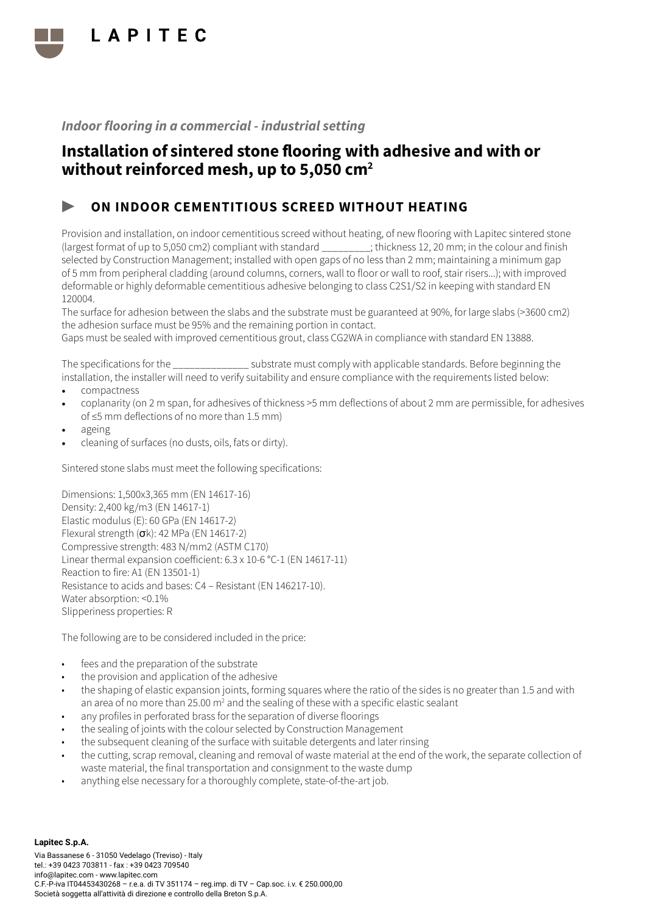LAPITEC

*Indoor flooring in a commercial - industrial setting*

# Installation of sintered stone flooring with adhesive and with or without reinforced mesh, up to 5,050 cm²

## ► ON INDOOR CEMENTITIOUS SCREED WITHOUT HEATING

Provision and installation, on indoor cementitious screed without heating, of new flooring with Lapitec sintered stone (largest format of up to 5,050 cm2) compliant with standard _________; thickness 12, 20 mm; in the colour and finish selected by Construction Management; installed with open gaps of no less than 2 mm; maintaining a minimum gap of 5 mm from peripheral cladding (around columns, corners, wall to floor or wall to roof, stair risers…); with improved deformable or highly deformable cementitious adhesive belonging to class C2S1/S2 in keeping with standard EN 120004.
The surface for adhesion between the slabs and the substrate must be guaranteed at 90%, for large slabs (>3600 cm2) the adhesion surface must be 95% and the remaining portion in contact.
Gaps must be sealed with improved cementitious grout, class CG2WA in compliance with standard EN 13888.

The specifications for the ______________ substrate must comply with applicable standards. Before beginning the installation, the installer will need to verify suitability and ensure compliance with the requirements listed below:

- compactness
- coplanarity (on 2 m span, for adhesives of thickness >5 mm deflections of about 2 mm are permissible, for adhesives of ≤5 mm deflections of no more than 1.5 mm)
- ageing
- cleaning of surfaces (no dusts, oils, fats or dirty).

Sintered stone slabs must meet the following specifications:

Dimensions: 1,500x3,365 mm (EN 14617-16)
Density: 2,400 kg/m3 (EN 14617-1)
Elastic modulus (E): 60 GPa (EN 14617-2)
Flexural strength (σk): 42 MPa (EN 14617-2)
Compressive strength: 483 N/mm2 (ASTM C170)
Linear thermal expansion coefficient: 6.3 x 10-6 °C-1 (EN 14617-11)
Reaction to fire: A1 (EN 13501-1)
Resistance to acids and bases: C4 – Resistant (EN 146217-10).
Water absorption: <0.1%
Slipperiness properties: R

The following are to be considered included in the price:

- fees and the preparation of the substrate
- the provision and application of the adhesive
- the shaping of elastic expansion joints, forming squares where the ratio of the sides is no greater than 1.5 and with an area of no more than 25.00 m² and the sealing of these with a specific elastic sealant
- any profiles in perforated brass for the separation of diverse floorings
- the sealing of joints with the colour selected by Construction Management
- the subsequent cleaning of the surface with suitable detergents and later rinsing
- the cutting, scrap removal, cleaning and removal of waste material at the end of the work, the separate collection of waste material, the final transportation and consignment to the waste dump
- anything else necessary for a thoroughly complete, state-of-the-art job.

**Lapitec S.p.A.**
Via Bassanese 6 - 31050 Vedelago (Treviso) - Italy
tel.: +39 0423 703811 - fax : +39 0423 709540
info@lapitec.com - www.lapitec.com
C.F.-P.iva IT04453430268 – r.e.a. di TV 351174 – reg.imp. di TV – Cap.soc. i.v. € 250.000,00
Società soggetta all'attività di direzione e controllo della Breton S.p.A.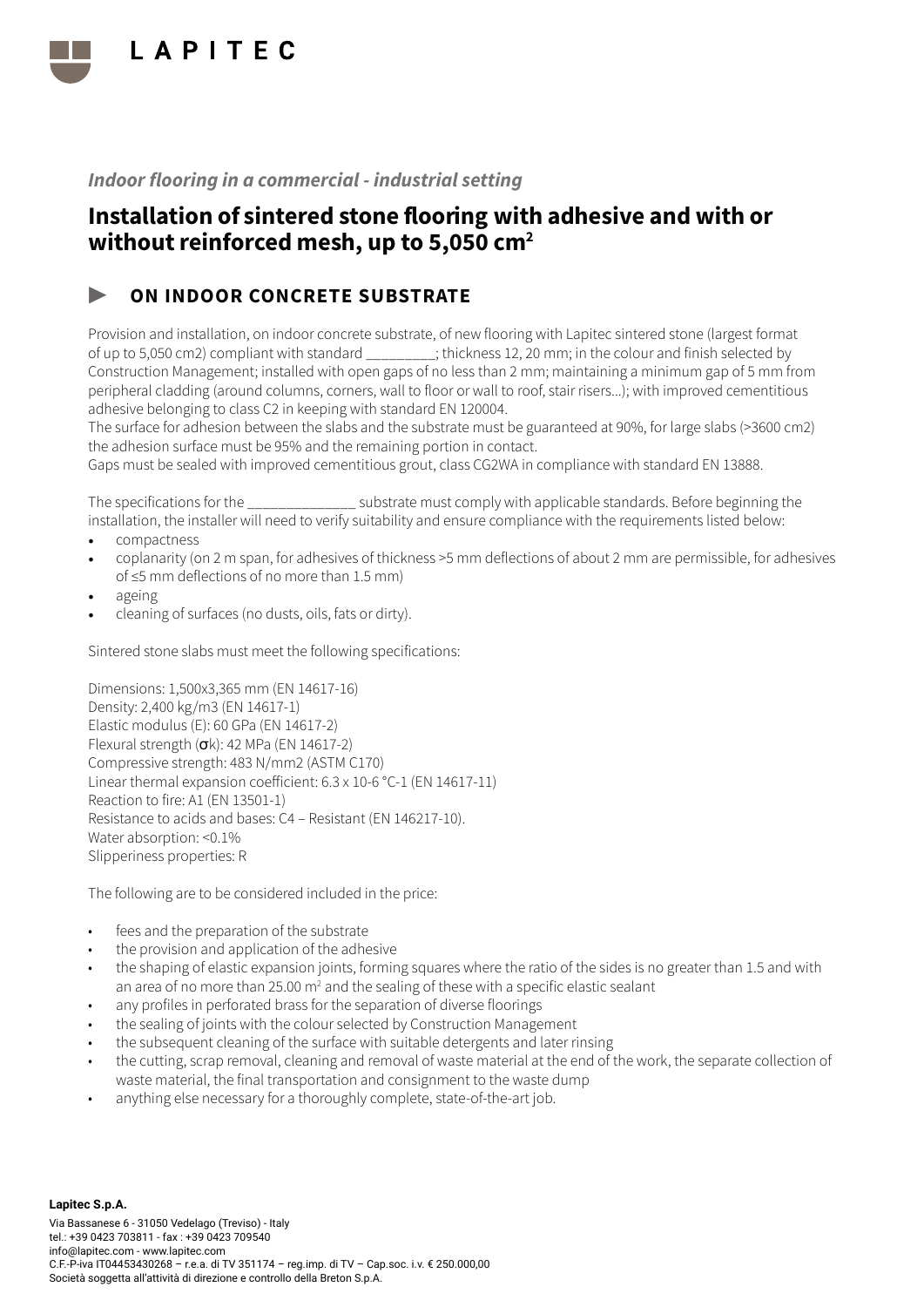LAPITEC

*Indoor flooring in a commercial - industrial setting*

# Installation of sintered stone flooring with adhesive and with or without reinforced mesh, up to 5,050 cm²

## ► ON INDOOR CONCRETE SUBSTRATE

Provision and installation, on indoor concrete substrate, of new flooring with Lapitec sintered stone (largest format of up to 5,050 cm2) compliant with standard _________; thickness 12, 20 mm; in the colour and finish selected by Construction Management; installed with open gaps of no less than 2 mm; maintaining a minimum gap of 5 mm from peripheral cladding (around columns, corners, wall to floor or wall to roof, stair risers...); with improved cementitious adhesive belonging to class C2 in keeping with standard EN 120004.
The surface for adhesion between the slabs and the substrate must be guaranteed at 90%, for large slabs (>3600 cm2) the adhesion surface must be 95% and the remaining portion in contact.
Gaps must be sealed with improved cementitious grout, class CG2WA in compliance with standard EN 13888.

The specifications for the ______________ substrate must comply with applicable standards. Before beginning the installation, the installer will need to verify suitability and ensure compliance with the requirements listed below:

- compactness
- coplanarity (on 2 m span, for adhesives of thickness >5 mm deflections of about 2 mm are permissible, for adhesives of ≤5 mm deflections of no more than 1.5 mm)
- ageing
- cleaning of surfaces (no dusts, oils, fats or dirty).

Sintered stone slabs must meet the following specifications:

Dimensions: 1,500x3,365 mm (EN 14617-16)
Density: 2,400 kg/m3 (EN 14617-1)
Elastic modulus (E): 60 GPa (EN 14617-2)
Flexural strength (σk): 42 MPa (EN 14617-2)
Compressive strength: 483 N/mm2 (ASTM C170)
Linear thermal expansion coefficient: 6.3 x 10-6 °C-1 (EN 14617-11)
Reaction to fire: A1 (EN 13501-1)
Resistance to acids and bases: C4 – Resistant (EN 146217-10).
Water absorption: <0.1%
Slipperiness properties: R

The following are to be considered included in the price:

- fees and the preparation of the substrate
- the provision and application of the adhesive
- the shaping of elastic expansion joints, forming squares where the ratio of the sides is no greater than 1.5 and with an area of no more than 25.00 m² and the sealing of these with a specific elastic sealant
- any profiles in perforated brass for the separation of diverse floorings
- the sealing of joints with the colour selected by Construction Management
- the subsequent cleaning of the surface with suitable detergents and later rinsing
- the cutting, scrap removal, cleaning and removal of waste material at the end of the work, the separate collection of waste material, the final transportation and consignment to the waste dump
- anything else necessary for a thoroughly complete, state-of-the-art job.

**Lapitec S.p.A.**
Via Bassanese 6 - 31050 Vedelago (Treviso) - Italy
tel.: +39 0423 703811 - fax : +39 0423 709540
info@lapitec.com - www.lapitec.com
C.F.-P-iva IT04453430268 – r.e.a. di TV 351174 – reg.imp. di TV – Cap.soc. i.v. € 250.000,00
Società soggetta all'attività di direzione e controllo della Breton S.p.A.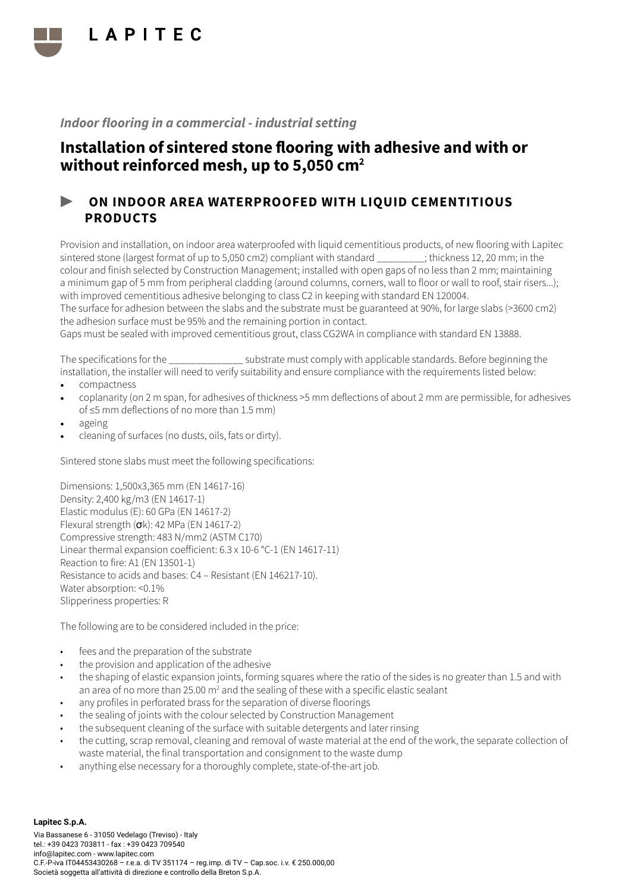*Indoor flooring in a commercial - industrial setting*

# Installation of sintered stone flooring with adhesive and with or without reinforced mesh, up to 5,050 cm²

## ► ON INDOOR AREA WATERPROOFED WITH LIQUID CEMENTITIOUS PRODUCTS

Provision and installation, on indoor area waterproofed with liquid cementitious products, of new flooring with Lapitec sintered stone (largest format of up to 5,050 cm2) compliant with standard _________; thickness 12, 20 mm; in the colour and finish selected by Construction Management; installed with open gaps of no less than 2 mm; maintaining a minimum gap of 5 mm from peripheral cladding (around columns, corners, wall to floor or wall to roof, stair risers...); with improved cementitious adhesive belonging to class C2 in keeping with standard EN 120004.
The surface for adhesion between the slabs and the substrate must be guaranteed at 90%, for large slabs (>3600 cm2) the adhesion surface must be 95% and the remaining portion in contact.
Gaps must be sealed with improved cementitious grout, class CG2WA in compliance with standard EN 13888.

The specifications for the ______________ substrate must comply with applicable standards. Before beginning the installation, the installer will need to verify suitability and ensure compliance with the requirements listed below:

- compactness
- coplanarity (on 2 m span, for adhesives of thickness >5 mm deflections of about 2 mm are permissible, for adhesives of ≤5 mm deflections of no more than 1.5 mm)
- ageing
- cleaning of surfaces (no dusts, oils, fats or dirty).

Sintered stone slabs must meet the following specifications:

Dimensions: 1,500x3,365 mm (EN 14617-16)
Density: 2,400 kg/m3 (EN 14617-1)
Elastic modulus (E): 60 GPa (EN 14617-2)
Flexural strength (σk): 42 MPa (EN 14617-2)
Compressive strength: 483 N/mm2 (ASTM C170)
Linear thermal expansion coefficient: 6.3 x 10-6 °C-1 (EN 14617-11)
Reaction to fire: A1 (EN 13501-1)
Resistance to acids and bases: C4 – Resistant (EN 146217-10).
Water absorption: <0.1%
Slipperiness properties: R

The following are to be considered included in the price:

- fees and the preparation of the substrate
- the provision and application of the adhesive
- the shaping of elastic expansion joints, forming squares where the ratio of the sides is no greater than 1.5 and with an area of no more than 25.00 m² and the sealing of these with a specific elastic sealant
- any profiles in perforated brass for the separation of diverse floorings
- the sealing of joints with the colour selected by Construction Management
- the subsequent cleaning of the surface with suitable detergents and later rinsing
- the cutting, scrap removal, cleaning and removal of waste material at the end of the work, the separate collection of waste material, the final transportation and consignment to the waste dump
- anything else necessary for a thoroughly complete, state-of-the-art job.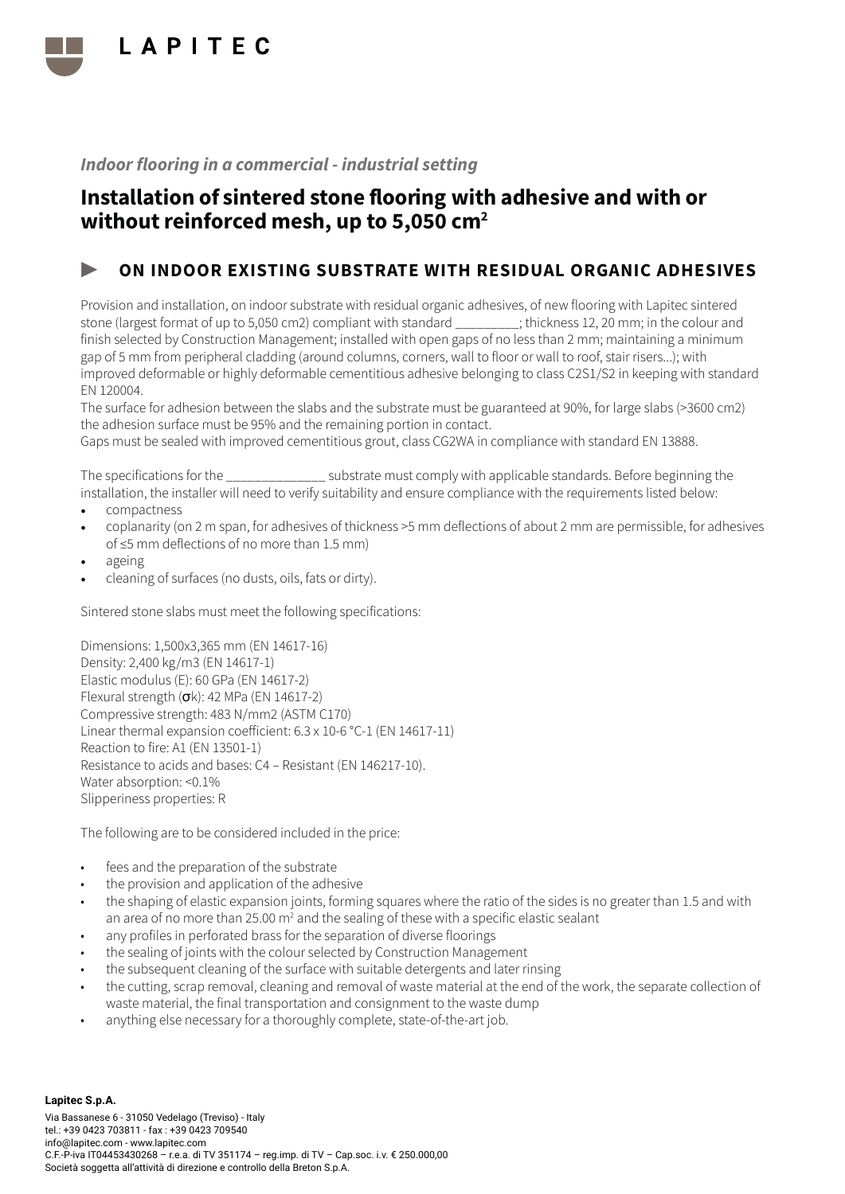*Indoor flooring in a commercial - industrial setting*

# Installation of sintered stone flooring with adhesive and with or without reinforced mesh, up to 5,050 cm²

## ► ON INDOOR EXISTING SUBSTRATE WITH RESIDUAL ORGANIC ADHESIVES

Provision and installation, on indoor substrate with residual organic adhesives, of new flooring with Lapitec sintered stone (largest format of up to 5,050 cm2) compliant with standard _________; thickness 12, 20 mm; in the colour and finish selected by Construction Management; installed with open gaps of no less than 2 mm; maintaining a minimum gap of 5 mm from peripheral cladding (around columns, corners, wall to floor or wall to roof, stair risers...); with improved deformable or highly deformable cementitious adhesive belonging to class C2S1/S2 in keeping with standard EN 120004.
The surface for adhesion between the slabs and the substrate must be guaranteed at 90%, for large slabs (>3600 cm2) the adhesion surface must be 95% and the remaining portion in contact.
Gaps must be sealed with improved cementitious grout, class CG2WA in compliance with standard EN 13888.

The specifications for the ______________ substrate must comply with applicable standards. Before beginning the installation, the installer will need to verify suitability and ensure compliance with the requirements listed below:

- compactness
- coplanarity (on 2 m span, for adhesives of thickness >5 mm deflections of about 2 mm are permissible, for adhesives of ≤5 mm deflections of no more than 1.5 mm)
- ageing
- cleaning of surfaces (no dusts, oils, fats or dirty).

Sintered stone slabs must meet the following specifications:

Dimensions: 1,500x3,365 mm (EN 14617-16)
Density: 2,400 kg/m3 (EN 14617-1)
Elastic modulus (E): 60 GPa (EN 14617-2)
Flexural strength (σk): 42 MPa (EN 14617-2)
Compressive strength: 483 N/mm2 (ASTM C170)
Linear thermal expansion coefficient: 6.3 x 10-6 °C-1 (EN 14617-11)
Reaction to fire: A1 (EN 13501-1)
Resistance to acids and bases: C4 – Resistant (EN 146217-10).
Water absorption: <0.1%
Slipperiness properties: R

The following are to be considered included in the price:

- fees and the preparation of the substrate
- the provision and application of the adhesive
- the shaping of elastic expansion joints, forming squares where the ratio of the sides is no greater than 1.5 and with an area of no more than 25.00 m² and the sealing of these with a specific elastic sealant
- any profiles in perforated brass for the separation of diverse floorings
- the sealing of joints with the colour selected by Construction Management
- the subsequent cleaning of the surface with suitable detergents and later rinsing
- the cutting, scrap removal, cleaning and removal of waste material at the end of the work, the separate collection of waste material, the final transportation and consignment to the waste dump
- anything else necessary for a thoroughly complete, state-of-the-art job.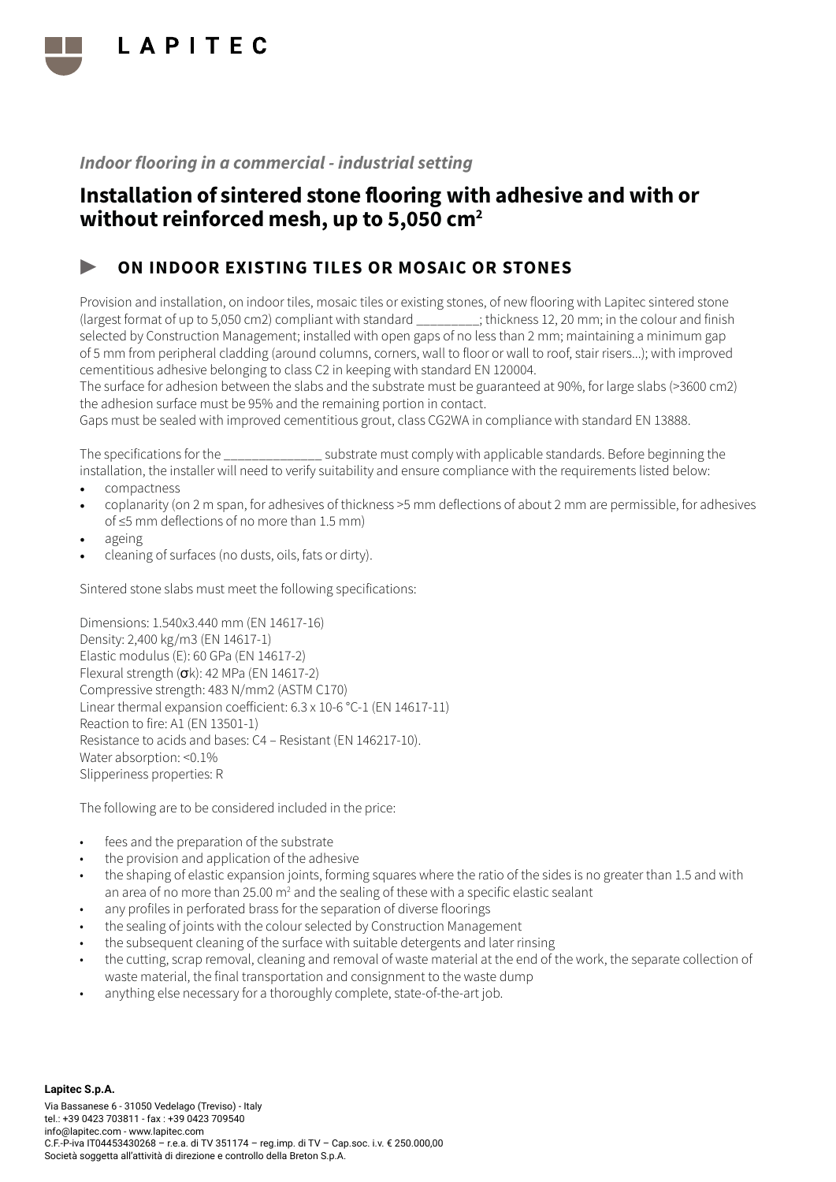*Indoor flooring in a commercial - industrial setting*

# Installation of sintered stone flooring with adhesive and with or without reinforced mesh, up to 5,050 cm²

## ► ON INDOOR EXISTING TILES OR MOSAIC OR STONES

Provision and installation, on indoor tiles, mosaic tiles or existing stones, of new flooring with Lapitec sintered stone (largest format of up to 5,050 cm2) compliant with standard _________; thickness 12, 20 mm; in the colour and finish selected by Construction Management; installed with open gaps of no less than 2 mm; maintaining a minimum gap of 5 mm from peripheral cladding (around columns, corners, wall to floor or wall to roof, stair risers...); with improved cementitious adhesive belonging to class C2 in keeping with standard EN 120004.
The surface for adhesion between the slabs and the substrate must be guaranteed at 90%, for large slabs (>3600 cm2) the adhesion surface must be 95% and the remaining portion in contact.
Gaps must be sealed with improved cementitious grout, class CG2WA in compliance with standard EN 13888.

The specifications for the ______________ substrate must comply with applicable standards. Before beginning the installation, the installer will need to verify suitability and ensure compliance with the requirements listed below:

- compactness
- coplanarity (on 2 m span, for adhesives of thickness >5 mm deflections of about 2 mm are permissible, for adhesives of ≤5 mm deflections of no more than 1.5 mm)
- ageing
- cleaning of surfaces (no dusts, oils, fats or dirty).

Sintered stone slabs must meet the following specifications:

Dimensions: 1.540x3.440 mm (EN 14617-16)
Density: 2,400 kg/m3 (EN 14617-1)
Elastic modulus (E): 60 GPa (EN 14617-2)
Flexural strength ($\sigma$k): 42 MPa (EN 14617-2)
Compressive strength: 483 N/mm2 (ASTM C170)
Linear thermal expansion coefficient: 6.3 x 10-6 °C-1 (EN 14617-11)
Reaction to fire: A1 (EN 13501-1)
Resistance to acids and bases: C4 – Resistant (EN 146217-10).
Water absorption: <0.1%
Slipperiness properties: R

The following are to be considered included in the price:

- fees and the preparation of the substrate
- the provision and application of the adhesive
- the shaping of elastic expansion joints, forming squares where the ratio of the sides is no greater than 1.5 and with an area of no more than 25.00 m² and the sealing of these with a specific elastic sealant
- any profiles in perforated brass for the separation of diverse floorings
- the sealing of joints with the colour selected by Construction Management
- the subsequent cleaning of the surface with suitable detergents and later rinsing
- the cutting, scrap removal, cleaning and removal of waste material at the end of the work, the separate collection of waste material, the final transportation and consignment to the waste dump
- anything else necessary for a thoroughly complete, state-of-the-art job.